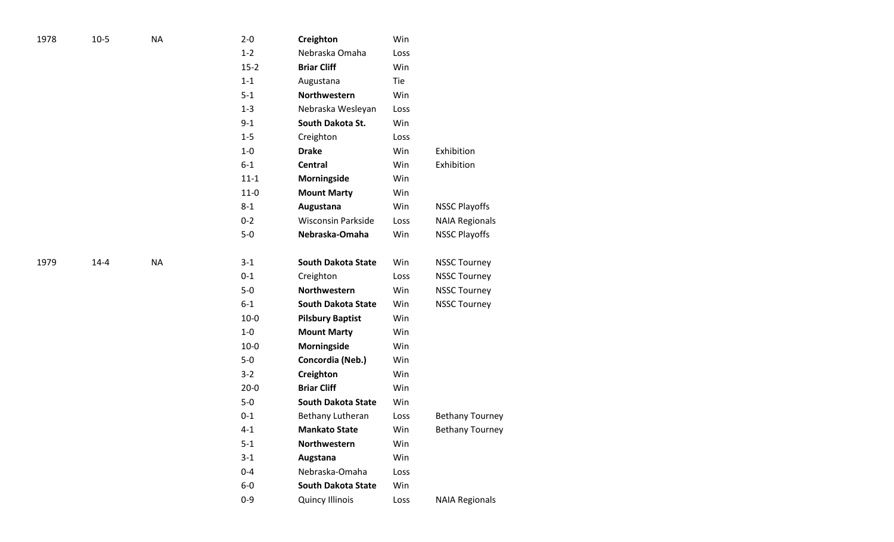| | | | | | | |
|---|---|---|---|---|---|---|
| 1978 | 10-5 | NA | 2-0 | **Creighton** | Win | |
| | | | 1-2 | Nebraska Omaha | Loss | |
| | | | 15-2 | **Briar Cliff** | Win | |
| | | | 1-1 | Augustana | Tie | |
| | | | 5-1 | **Northwestern** | Win | |
| | | | 1-3 | Nebraska Wesleyan | Loss | |
| | | | 9-1 | **South Dakota St.** | Win | |
| | | | 1-5 | Creighton | Loss | |
| | | | 1-0 | **Drake** | Win | Exhibition |
| | | | 6-1 | **Central** | Win | Exhibition |
| | | | 11-1 | **Morningside** | Win | |
| | | | 11-0 | **Mount Marty** | Win | |
| | | | 8-1 | **Augustana** | Win | NSSC Playoffs |
| | | | 0-2 | Wisconsin Parkside | Loss | NAIA Regionals |
| | | | 5-0 | **Nebraska-Omaha** | Win | NSSC Playoffs |
| 1979 | 14-4 | NA | 3-1 | **South Dakota State** | Win | NSSC Tourney |
| | | | 0-1 | Creighton | Loss | NSSC Tourney |
| | | | 5-0 | **Northwestern** | Win | NSSC Tourney |
| | | | 6-1 | **South Dakota State** | Win | NSSC Tourney |
| | | | 10-0 | **Pilsbury Baptist** | Win | |
| | | | 1-0 | **Mount Marty** | Win | |
| | | | 10-0 | **Morningside** | Win | |
| | | | 5-0 | **Concordia (Neb.)** | Win | |
| | | | 3-2 | **Creighton** | Win | |
| | | | 20-0 | **Briar Cliff** | Win | |
| | | | 5-0 | **South Dakota State** | Win | |
| | | | 0-1 | Bethany Lutheran | Loss | Bethany Tourney |
| | | | 4-1 | **Mankato State** | Win | Bethany Tourney |
| | | | 5-1 | **Northwestern** | Win | |
| | | | 3-1 | **Augstana** | Win | |
| | | | 0-4 | Nebraska-Omaha | Loss | |
| | | | 6-0 | **South Dakota State** | Win | |
| | | | 0-9 | Quincy Illinois | Loss | NAIA Regionals |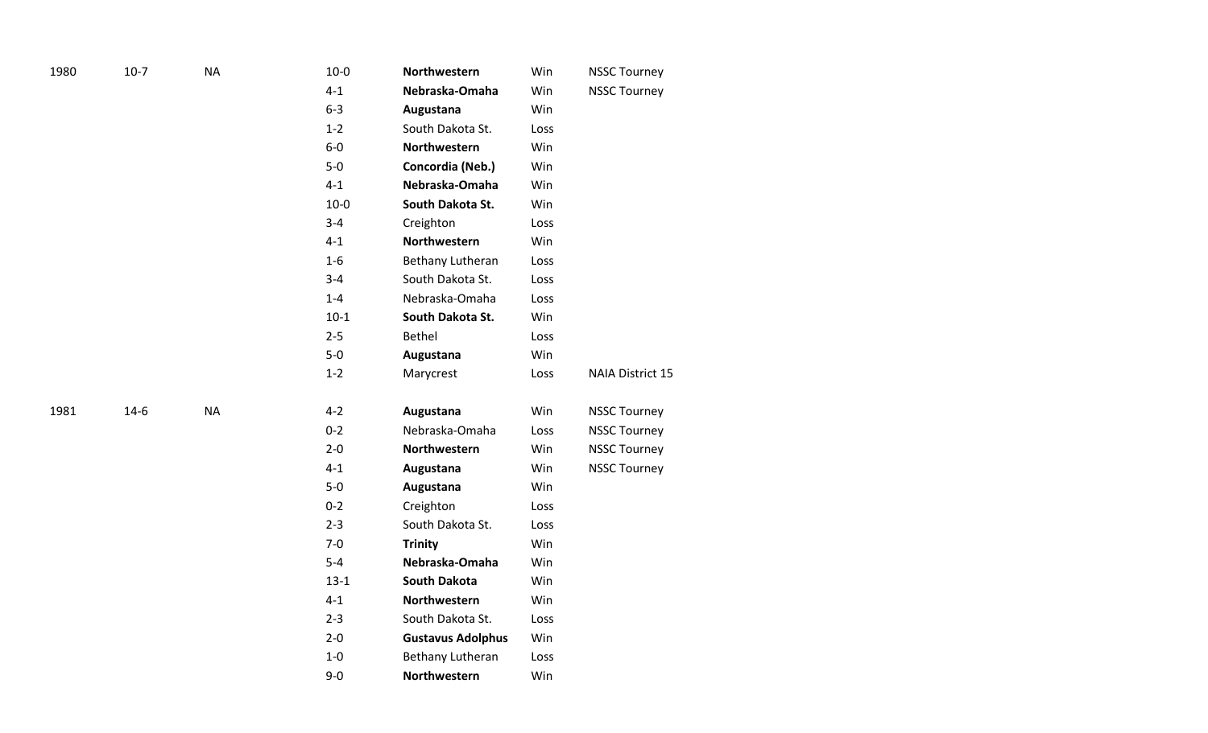| | | | | | | |
|---|---|---|---|---|---|---|
| 1980 | 10-7 | NA | 10-0 | **Northwestern** | Win | NSSC Tourney |
| | | | 4-1 | **Nebraska-Omaha** | Win | NSSC Tourney |
| | | | 6-3 | **Augustana** | Win | |
| | | | 1-2 | South Dakota St. | Loss | |
| | | | 6-0 | **Northwestern** | Win | |
| | | | 5-0 | **Concordia (Neb.)** | Win | |
| | | | 4-1 | **Nebraska-Omaha** | Win | |
| | | | 10-0 | **South Dakota St.** | Win | |
| | | | 3-4 | Creighton | Loss | |
| | | | 4-1 | **Northwestern** | Win | |
| | | | 1-6 | Bethany Lutheran | Loss | |
| | | | 3-4 | South Dakota St. | Loss | |
| | | | 1-4 | Nebraska-Omaha | Loss | |
| | | | 10-1 | **South Dakota St.** | Win | |
| | | | 2-5 | Bethel | Loss | |
| | | | 5-0 | **Augustana** | Win | |
| | | | 1-2 | Marycrest | Loss | NAIA District 15 |
| | | | | | | |
| 1981 | 14-6 | NA | 4-2 | **Augustana** | Win | NSSC Tourney |
| | | | 0-2 | Nebraska-Omaha | Loss | NSSC Tourney |
| | | | 2-0 | **Northwestern** | Win | NSSC Tourney |
| | | | 4-1 | **Augustana** | Win | NSSC Tourney |
| | | | 5-0 | **Augustana** | Win | |
| | | | 0-2 | Creighton | Loss | |
| | | | 2-3 | South Dakota St. | Loss | |
| | | | 7-0 | **Trinity** | Win | |
| | | | 5-4 | **Nebraska-Omaha** | Win | |
| | | | 13-1 | **South Dakota** | Win | |
| | | | 4-1 | **Northwestern** | Win | |
| | | | 2-3 | South Dakota St. | Loss | |
| | | | 2-0 | **Gustavus Adolphus** | Win | |
| | | | 1-0 | Bethany Lutheran | Loss | |
| | | | 9-0 | **Northwestern** | Win | |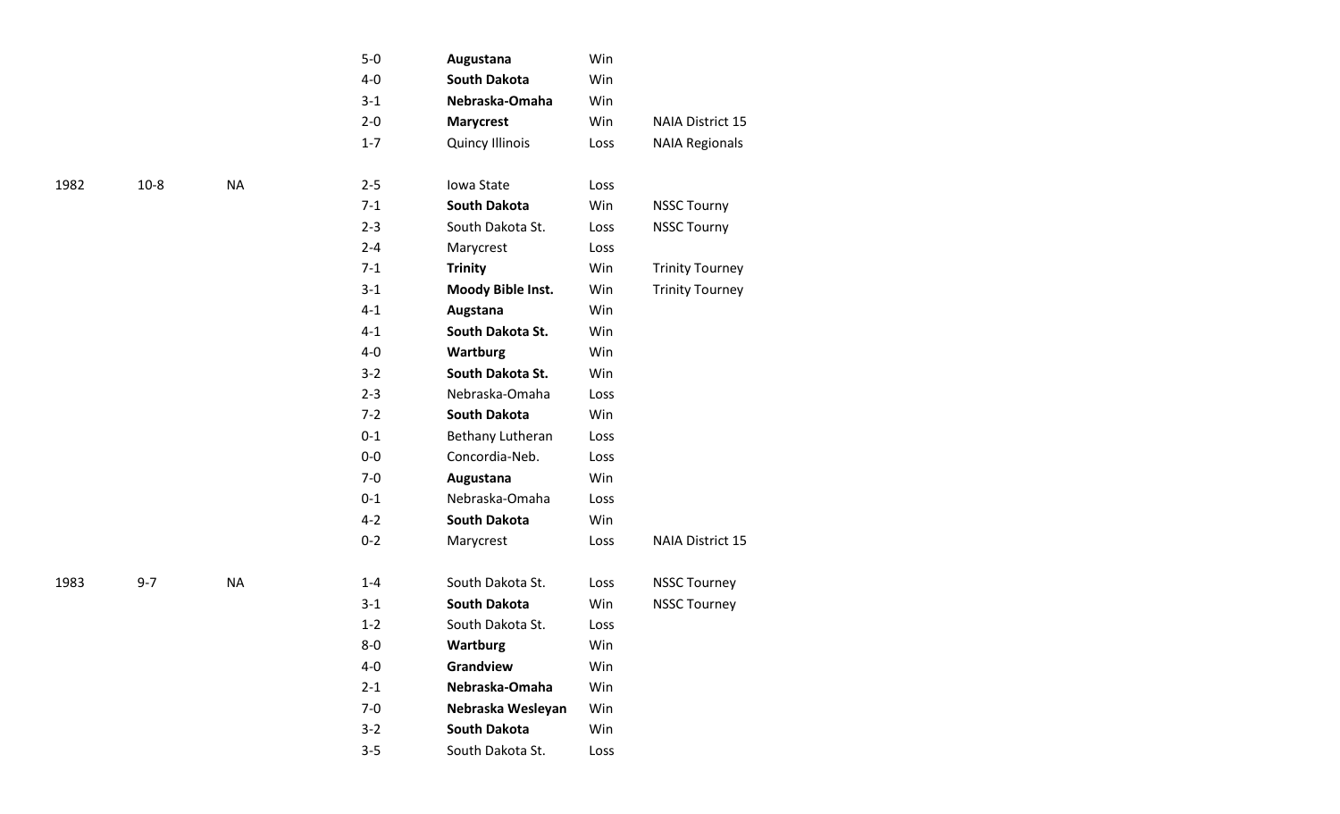| | | | | | | |
|---|---|---|---|---|---|---|
| | | | 5-0 | **Augustana** | Win | |
| | | | 4-0 | **South Dakota** | Win | |
| | | | 3-1 | **Nebraska-Omaha** | Win | |
| | | | 2-0 | **Marycrest** | Win | NAIA District 15 |
| | | | 1-7 | Quincy Illinois | Loss | NAIA Regionals |
| | | | | | | |
| 1982 | 10-8 | NA | 2-5 | Iowa State | Loss | |
| | | | 7-1 | **South Dakota** | Win | NSSC Tourny |
| | | | 2-3 | South Dakota St. | Loss | NSSC Tourny |
| | | | 2-4 | Marycrest | Loss | |
| | | | 7-1 | **Trinity** | Win | Trinity Tourney |
| | | | 3-1 | **Moody Bible Inst.** | Win | Trinity Tourney |
| | | | 4-1 | **Augstana** | Win | |
| | | | 4-1 | **South Dakota St.** | Win | |
| | | | 4-0 | **Wartburg** | Win | |
| | | | 3-2 | **South Dakota St.** | Win | |
| | | | 2-3 | Nebraska-Omaha | Loss | |
| | | | 7-2 | **South Dakota** | Win | |
| | | | 0-1 | Bethany Lutheran | Loss | |
| | | | 0-0 | Concordia-Neb. | Loss | |
| | | | 7-0 | **Augustana** | Win | |
| | | | 0-1 | Nebraska-Omaha | Loss | |
| | | | 4-2 | **South Dakota** | Win | |
| | | | 0-2 | Marycrest | Loss | NAIA District 15 |
| | | | | | | |
| 1983 | 9-7 | NA | 1-4 | South Dakota St. | Loss | NSSC Tourney |
| | | | 3-1 | **South Dakota** | Win | NSSC Tourney |
| | | | 1-2 | South Dakota St. | Loss | |
| | | | 8-0 | **Wartburg** | Win | |
| | | | 4-0 | **Grandview** | Win | |
| | | | 2-1 | **Nebraska-Omaha** | Win | |
| | | | 7-0 | **Nebraska Wesleyan** | Win | |
| | | | 3-2 | **South Dakota** | Win | |
| | | | 3-5 | South Dakota St. | Loss | |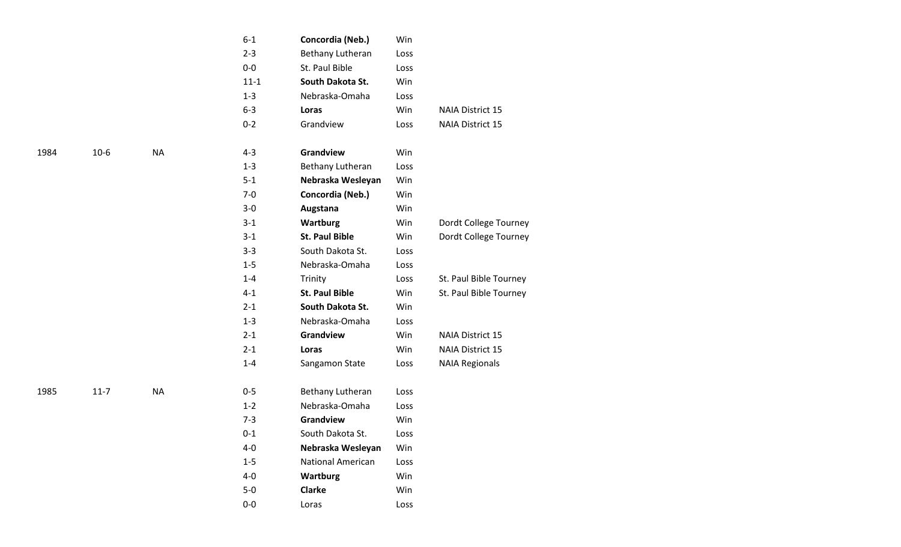| | | | | | | |
|---|---|---|---|---|---|---|
| | | | 6-1 | **Concordia (Neb.)** | Win | |
| | | | 2-3 | Bethany Lutheran | Loss | |
| | | | 0-0 | St. Paul Bible | Loss | |
| | | | 11-1 | **South Dakota St.** | Win | |
| | | | 1-3 | Nebraska-Omaha | Loss | |
| | | | 6-3 | **Loras** | Win | NAIA District 15 |
| | | | 0-2 | Grandview | Loss | NAIA District 15 |
| | | | | | | |
| 1984 | 10-6 | NA | 4-3 | **Grandview** | Win | |
| | | | 1-3 | Bethany Lutheran | Loss | |
| | | | 5-1 | **Nebraska Wesleyan** | Win | |
| | | | 7-0 | **Concordia (Neb.)** | Win | |
| | | | 3-0 | **Augstana** | Win | |
| | | | 3-1 | **Wartburg** | Win | Dordt College Tourney |
| | | | 3-1 | **St. Paul Bible** | Win | Dordt College Tourney |
| | | | 3-3 | South Dakota St. | Loss | |
| | | | 1-5 | Nebraska-Omaha | Loss | |
| | | | 1-4 | Trinity | Loss | St. Paul Bible Tourney |
| | | | 4-1 | **St. Paul Bible** | Win | St. Paul Bible Tourney |
| | | | 2-1 | **South Dakota St.** | Win | |
| | | | 1-3 | Nebraska-Omaha | Loss | |
| | | | 2-1 | **Grandview** | Win | NAIA District 15 |
| | | | 2-1 | **Loras** | Win | NAIA District 15 |
| | | | 1-4 | Sangamon State | Loss | NAIA Regionals |
| | | | | | | |
| 1985 | 11-7 | NA | 0-5 | Bethany Lutheran | Loss | |
| | | | 1-2 | Nebraska-Omaha | Loss | |
| | | | 7-3 | **Grandview** | Win | |
| | | | 0-1 | South Dakota St. | Loss | |
| | | | 4-0 | **Nebraska Wesleyan** | Win | |
| | | | 1-5 | National American | Loss | |
| | | | 4-0 | **Wartburg** | Win | |
| | | | 5-0 | **Clarke** | Win | |
| | | | 0-0 | Loras | Loss | |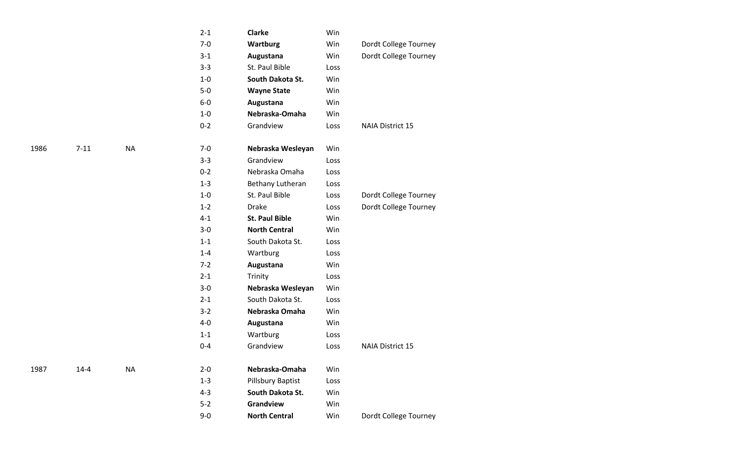| | | | | | | |
|---|---|---|---|---|---|---|
| | | | 2-1 | **Clarke** | Win | |
| | | | 7-0 | **Wartburg** | Win | Dordt College Tourney |
| | | | 3-1 | **Augustana** | Win | Dordt College Tourney |
| | | | 3-3 | St. Paul Bible | Loss | |
| | | | 1-0 | **South Dakota St.** | Win | |
| | | | 5-0 | **Wayne State** | Win | |
| | | | 6-0 | **Augustana** | Win | |
| | | | 1-0 | **Nebraska-Omaha** | Win | |
| | | | 0-2 | Grandview | Loss | NAIA District 15 |
| | | | | | | |
| 1986 | 7-11 | NA | 7-0 | **Nebraska Wesleyan** | Win | |
| | | | 3-3 | Grandview | Loss | |
| | | | 0-2 | Nebraska Omaha | Loss | |
| | | | 1-3 | Bethany Lutheran | Loss | |
| | | | 1-0 | St. Paul Bible | Loss | Dordt College Tourney |
| | | | 1-2 | Drake | Loss | Dordt College Tourney |
| | | | 4-1 | **St. Paul Bible** | Win | |
| | | | 3-0 | **North Central** | Win | |
| | | | 1-1 | South Dakota St. | Loss | |
| | | | 1-4 | Wartburg | Loss | |
| | | | 7-2 | **Augustana** | Win | |
| | | | 2-1 | Trinity | Loss | |
| | | | 3-0 | **Nebraska Wesleyan** | Win | |
| | | | 2-1 | South Dakota St. | Loss | |
| | | | 3-2 | **Nebraska Omaha** | Win | |
| | | | 4-0 | **Augustana** | Win | |
| | | | 1-1 | Wartburg | Loss | |
| | | | 0-4 | Grandview | Loss | NAIA District 15 |
| | | | | | | |
| 1987 | 14-4 | NA | 2-0 | **Nebraska-Omaha** | Win | |
| | | | 1-3 | Pillsbury Baptist | Loss | |
| | | | 4-3 | **South Dakota St.** | Win | |
| | | | 5-2 | **Grandview** | Win | |
| | | | 9-0 | **North Central** | Win | Dordt College Tourney |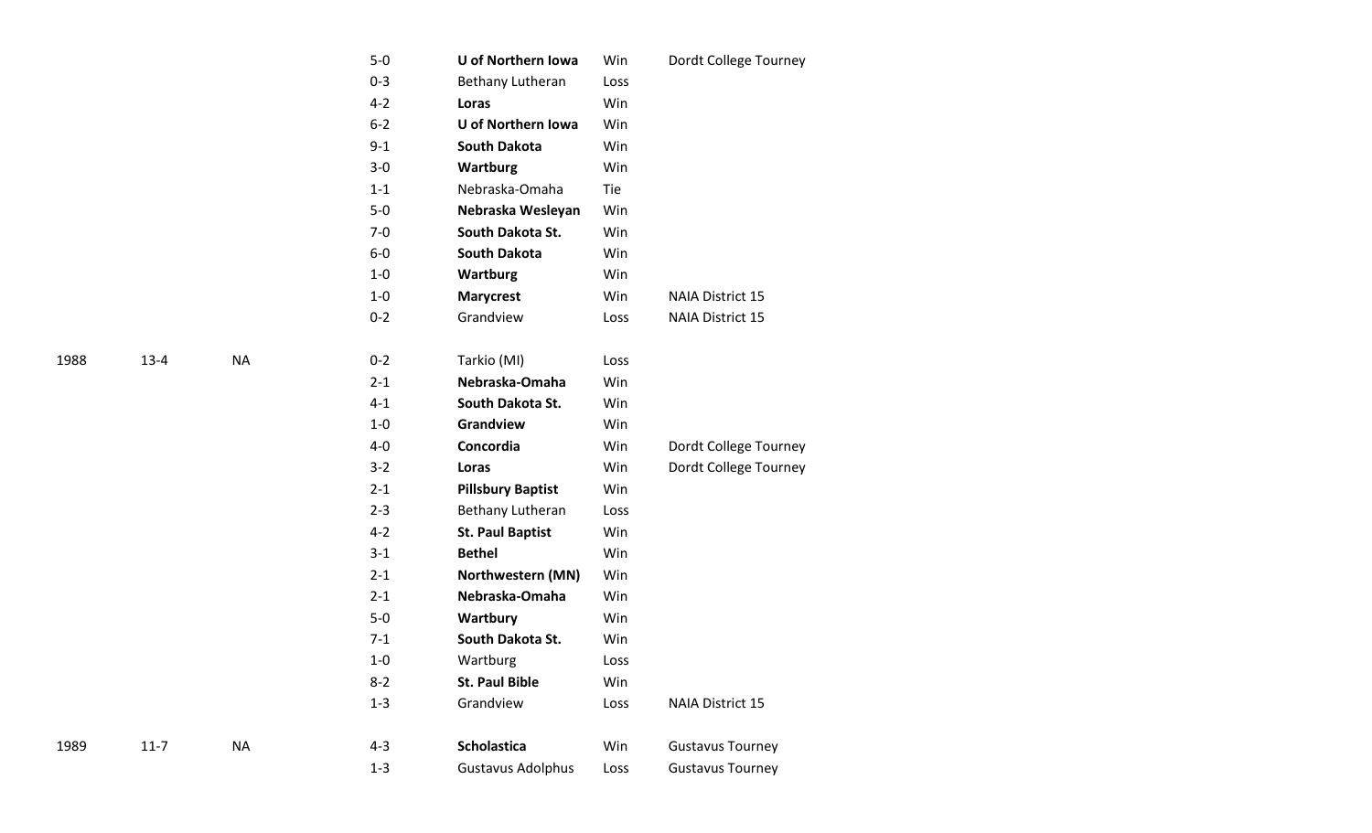| | | | | | | |
|---|---|---|---|---|---|---|
| | | | 5-0 | **U of Northern Iowa** | Win | Dordt College Tourney |
| | | | 0-3 | Bethany Lutheran | Loss | |
| | | | 4-2 | **Loras** | Win | |
| | | | 6-2 | **U of Northern Iowa** | Win | |
| | | | 9-1 | **South Dakota** | Win | |
| | | | 3-0 | **Wartburg** | Win | |
| | | | 1-1 | Nebraska-Omaha | Tie | |
| | | | 5-0 | **Nebraska Wesleyan** | Win | |
| | | | 7-0 | **South Dakota St.** | Win | |
| | | | 6-0 | **South Dakota** | Win | |
| | | | 1-0 | **Wartburg** | Win | |
| | | | 1-0 | **Marycrest** | Win | NAIA District 15 |
| | | | 0-2 | Grandview | Loss | NAIA District 15 |
| 1988 | 13-4 | NA | 0-2 | Tarkio (MI) | Loss | |
| | | | 2-1 | **Nebraska-Omaha** | Win | |
| | | | 4-1 | **South Dakota St.** | Win | |
| | | | 1-0 | **Grandview** | Win | |
| | | | 4-0 | **Concordia** | Win | Dordt College Tourney |
| | | | 3-2 | **Loras** | Win | Dordt College Tourney |
| | | | 2-1 | **Pillsbury Baptist** | Win | |
| | | | 2-3 | Bethany Lutheran | Loss | |
| | | | 4-2 | **St. Paul Baptist** | Win | |
| | | | 3-1 | **Bethel** | Win | |
| | | | 2-1 | **Northwestern (MN)** | Win | |
| | | | 2-1 | **Nebraska-Omaha** | Win | |
| | | | 5-0 | **Wartbury** | Win | |
| | | | 7-1 | **South Dakota St.** | Win | |
| | | | 1-0 | Wartburg | Loss | |
| | | | 8-2 | **St. Paul Bible** | Win | |
| | | | 1-3 | Grandview | Loss | NAIA District 15 |
| 1989 | 11-7 | NA | 4-3 | **Scholastica** | Win | Gustavus Tourney |
| | | | 1-3 | Gustavus Adolphus | Loss | Gustavus Tourney |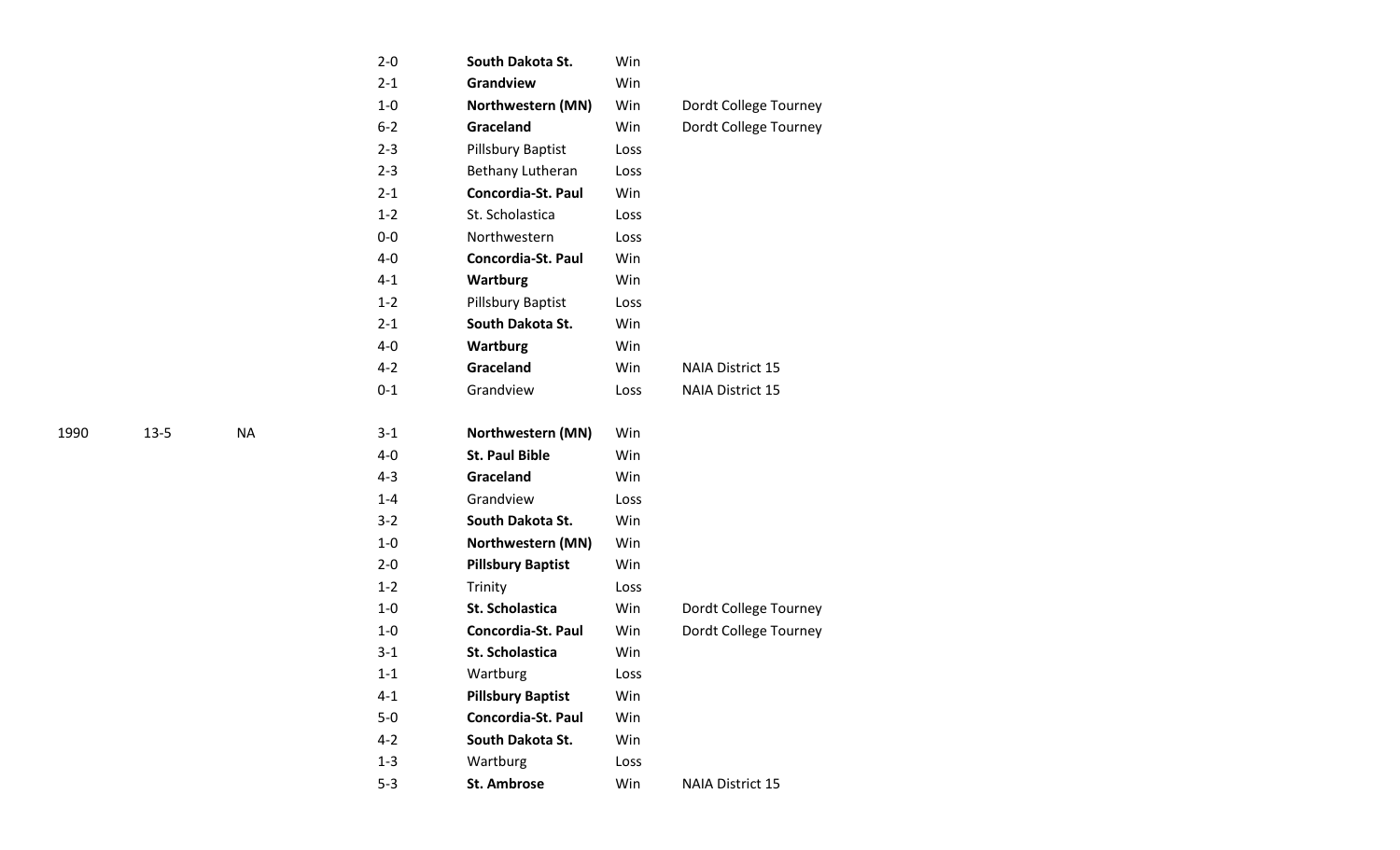| | | | | | | |
|---|---|---|---|---|---|---|
| | | | 2-0 | **South Dakota St.** | Win | |
| | | | 2-1 | **Grandview** | Win | |
| | | | 1-0 | **Northwestern (MN)** | Win | Dordt College Tourney |
| | | | 6-2 | **Graceland** | Win | Dordt College Tourney |
| | | | 2-3 | Pillsbury Baptist | Loss | |
| | | | 2-3 | Bethany Lutheran | Loss | |
| | | | 2-1 | **Concordia-St. Paul** | Win | |
| | | | 1-2 | St. Scholastica | Loss | |
| | | | 0-0 | Northwestern | Loss | |
| | | | 4-0 | **Concordia-St. Paul** | Win | |
| | | | 4-1 | **Wartburg** | Win | |
| | | | 1-2 | Pillsbury Baptist | Loss | |
| | | | 2-1 | **South Dakota St.** | Win | |
| | | | 4-0 | **Wartburg** | Win | |
| | | | 4-2 | **Graceland** | Win | NAIA District 15 |
| | | | 0-1 | Grandview | Loss | NAIA District 15 |
| 1990 | 13-5 | NA | 3-1 | **Northwestern (MN)** | Win | |
| | | | 4-0 | **St. Paul Bible** | Win | |
| | | | 4-3 | **Graceland** | Win | |
| | | | 1-4 | Grandview | Loss | |
| | | | 3-2 | **South Dakota St.** | Win | |
| | | | 1-0 | **Northwestern (MN)** | Win | |
| | | | 2-0 | **Pillsbury Baptist** | Win | |
| | | | 1-2 | Trinity | Loss | |
| | | | 1-0 | **St. Scholastica** | Win | Dordt College Tourney |
| | | | 1-0 | **Concordia-St. Paul** | Win | Dordt College Tourney |
| | | | 3-1 | **St. Scholastica** | Win | |
| | | | 1-1 | Wartburg | Loss | |
| | | | 4-1 | **Pillsbury Baptist** | Win | |
| | | | 5-0 | **Concordia-St. Paul** | Win | |
| | | | 4-2 | **South Dakota St.** | Win | |
| | | | 1-3 | Wartburg | Loss | |
| | | | 5-3 | **St. Ambrose** | Win | NAIA District 15 |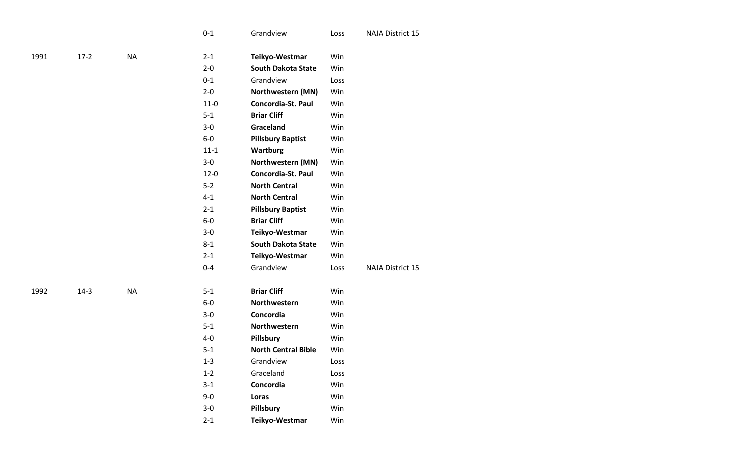| | | | | | | |
|---|---|---|---|---|---|---|
| | | | 0-1 | Grandview | Loss | NAIA District 15 |
| | | | | | | |
| 1991 | 17-2 | NA | 2-1 | **Teikyo-Westmar** | Win | |
| | | | 2-0 | **South Dakota State** | Win | |
| | | | 0-1 | Grandview | Loss | |
| | | | 2-0 | **Northwestern (MN)** | Win | |
| | | | 11-0 | **Concordia-St. Paul** | Win | |
| | | | 5-1 | **Briar Cliff** | Win | |
| | | | 3-0 | **Graceland** | Win | |
| | | | 6-0 | **Pillsbury Baptist** | Win | |
| | | | 11-1 | **Wartburg** | Win | |
| | | | 3-0 | **Northwestern (MN)** | Win | |
| | | | 12-0 | **Concordia-St. Paul** | Win | |
| | | | 5-2 | **North Central** | Win | |
| | | | 4-1 | **North Central** | Win | |
| | | | 2-1 | **Pillsbury Baptist** | Win | |
| | | | 6-0 | **Briar Cliff** | Win | |
| | | | 3-0 | **Teikyo-Westmar** | Win | |
| | | | 8-1 | **South Dakota State** | Win | |
| | | | 2-1 | **Teikyo-Westmar** | Win | |
| | | | 0-4 | Grandview | Loss | NAIA District 15 |
| | | | | | | |
| 1992 | 14-3 | NA | 5-1 | **Briar Cliff** | Win | |
| | | | 6-0 | **Northwestern** | Win | |
| | | | 3-0 | **Concordia** | Win | |
| | | | 5-1 | **Northwestern** | Win | |
| | | | 4-0 | **Pillsbury** | Win | |
| | | | 5-1 | **North Central Bible** | Win | |
| | | | 1-3 | Grandview | Loss | |
| | | | 1-2 | Graceland | Loss | |
| | | | 3-1 | **Concordia** | Win | |
| | | | 9-0 | **Loras** | Win | |
| | | | 3-0 | **Pillsbury** | Win | |
| | | | 2-1 | **Teikyo-Westmar** | Win | |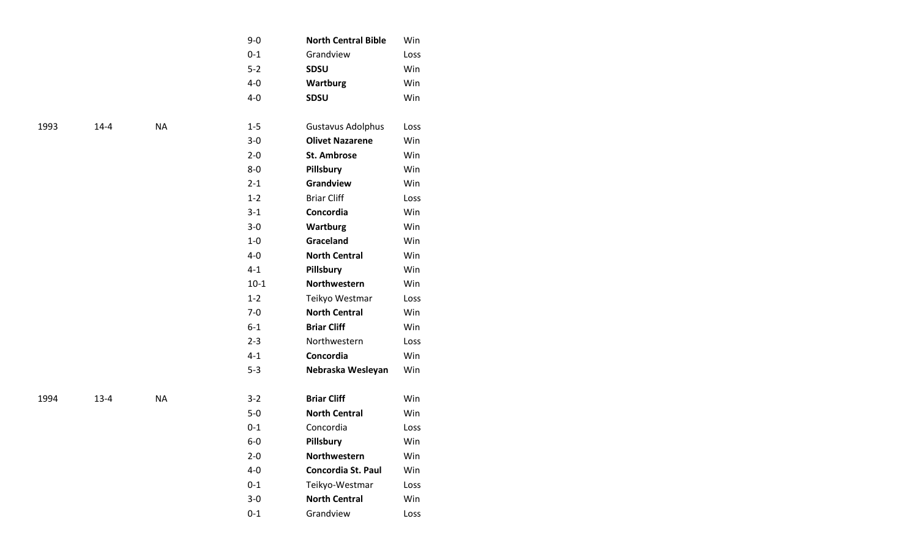| | | | | | |
|---|---|---|---|---|---|
| | | | 9-0 | **North Central Bible** | Win |
| | | | 0-1 | Grandview | Loss |
| | | | 5-2 | **SDSU** | Win |
| | | | 4-0 | **Wartburg** | Win |
| | | | 4-0 | **SDSU** | Win |
| | | | | | |
| 1993 | 14-4 | NA | 1-5 | Gustavus Adolphus | Loss |
| | | | 3-0 | **Olivet Nazarene** | Win |
| | | | 2-0 | **St. Ambrose** | Win |
| | | | 8-0 | **Pillsbury** | Win |
| | | | 2-1 | **Grandview** | Win |
| | | | 1-2 | Briar Cliff | Loss |
| | | | 3-1 | **Concordia** | Win |
| | | | 3-0 | **Wartburg** | Win |
| | | | 1-0 | **Graceland** | Win |
| | | | 4-0 | **North Central** | Win |
| | | | 4-1 | **Pillsbury** | Win |
| | | | 10-1 | **Northwestern** | Win |
| | | | 1-2 | Teikyo Westmar | Loss |
| | | | 7-0 | **North Central** | Win |
| | | | 6-1 | **Briar Cliff** | Win |
| | | | 2-3 | Northwestern | Loss |
| | | | 4-1 | **Concordia** | Win |
| | | | 5-3 | **Nebraska Wesleyan** | Win |
| | | | | | |
| 1994 | 13-4 | NA | 3-2 | **Briar Cliff** | Win |
| | | | 5-0 | **North Central** | Win |
| | | | 0-1 | Concordia | Loss |
| | | | 6-0 | **Pillsbury** | Win |
| | | | 2-0 | **Northwestern** | Win |
| | | | 4-0 | **Concordia St. Paul** | Win |
| | | | 0-1 | Teikyo-Westmar | Loss |
| | | | 3-0 | **North Central** | Win |
| | | | 0-1 | Grandview | Loss |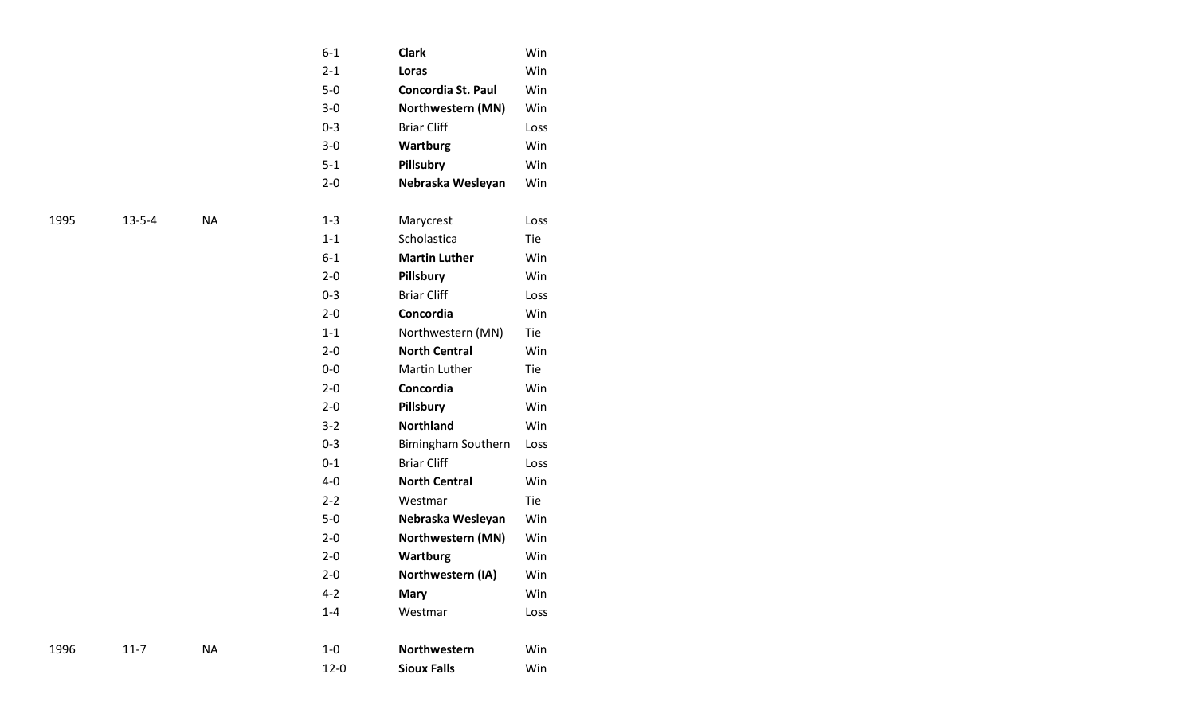| | | | | | |
|---|---|---|---|---|---|
| | | | 6-1 | **Clark** | Win |
| | | | 2-1 | **Loras** | Win |
| | | | 5-0 | **Concordia St. Paul** | Win |
| | | | 3-0 | **Northwestern (MN)** | Win |
| | | | 0-3 | Briar Cliff | Loss |
| | | | 3-0 | **Wartburg** | Win |
| | | | 5-1 | **Pillsubry** | Win |
| | | | 2-0 | **Nebraska Wesleyan** | Win |
| | | | | | |
| 1995 | 13-5-4 | NA | 1-3 | Marycrest | Loss |
| | | | 1-1 | Scholastica | Tie |
| | | | 6-1 | **Martin Luther** | Win |
| | | | 2-0 | **Pillsbury** | Win |
| | | | 0-3 | Briar Cliff | Loss |
| | | | 2-0 | **Concordia** | Win |
| | | | 1-1 | Northwestern (MN) | Tie |
| | | | 2-0 | **North Central** | Win |
| | | | 0-0 | Martin Luther | Tie |
| | | | 2-0 | **Concordia** | Win |
| | | | 2-0 | **Pillsbury** | Win |
| | | | 3-2 | **Northland** | Win |
| | | | 0-3 | Bimingham Southern | Loss |
| | | | 0-1 | Briar Cliff | Loss |
| | | | 4-0 | **North Central** | Win |
| | | | 2-2 | Westmar | Tie |
| | | | 5-0 | **Nebraska Wesleyan** | Win |
| | | | 2-0 | **Northwestern (MN)** | Win |
| | | | 2-0 | **Wartburg** | Win |
| | | | 2-0 | **Northwestern (IA)** | Win |
| | | | 4-2 | **Mary** | Win |
| | | | 1-4 | Westmar | Loss |
| | | | | | |
| 1996 | 11-7 | NA | 1-0 | **Northwestern** | Win |
| | | | 12-0 | **Sioux Falls** | Win |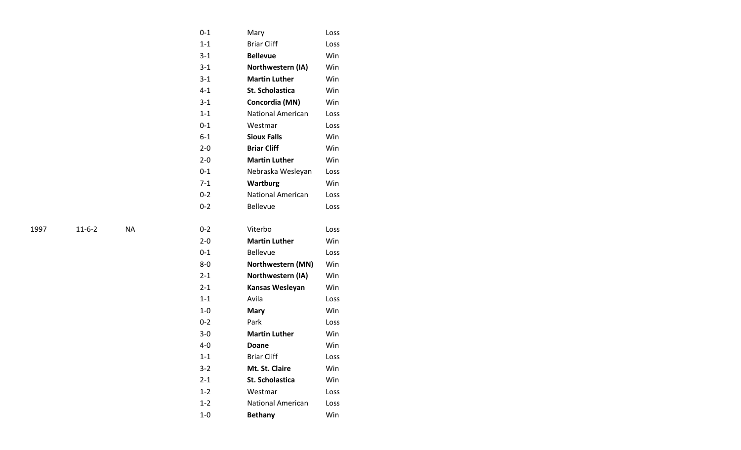| | | | | | |
|---|---|---|---|---|---|
| | | | 0-1 | Mary | Loss |
| | | | 1-1 | Briar Cliff | Loss |
| | | | 3-1 | **Bellevue** | Win |
| | | | 3-1 | **Northwestern (IA)** | Win |
| | | | 3-1 | **Martin Luther** | Win |
| | | | 4-1 | **St. Scholastica** | Win |
| | | | 3-1 | **Concordia (MN)** | Win |
| | | | 1-1 | National American | Loss |
| | | | 0-1 | Westmar | Loss |
| | | | 6-1 | **Sioux Falls** | Win |
| | | | 2-0 | **Briar Cliff** | Win |
| | | | 2-0 | **Martin Luther** | Win |
| | | | 0-1 | Nebraska Wesleyan | Loss |
| | | | 7-1 | **Wartburg** | Win |
| | | | 0-2 | National American | Loss |
| | | | 0-2 | Bellevue | Loss |
| | | | | | |
| 1997 | 11-6-2 | NA | 0-2 | Viterbo | Loss |
| | | | 2-0 | **Martin Luther** | Win |
| | | | 0-1 | Bellevue | Loss |
| | | | 8-0 | **Northwestern (MN)** | Win |
| | | | 2-1 | **Northwestern (IA)** | Win |
| | | | 2-1 | **Kansas Wesleyan** | Win |
| | | | 1-1 | Avila | Loss |
| | | | 1-0 | **Mary** | Win |
| | | | 0-2 | Park | Loss |
| | | | 3-0 | **Martin Luther** | Win |
| | | | 4-0 | **Doane** | Win |
| | | | 1-1 | Briar Cliff | Loss |
| | | | 3-2 | **Mt. St. Claire** | Win |
| | | | 2-1 | **St. Scholastica** | Win |
| | | | 1-2 | Westmar | Loss |
| | | | 1-2 | National American | Loss |
| | | | 1-0 | **Bethany** | Win |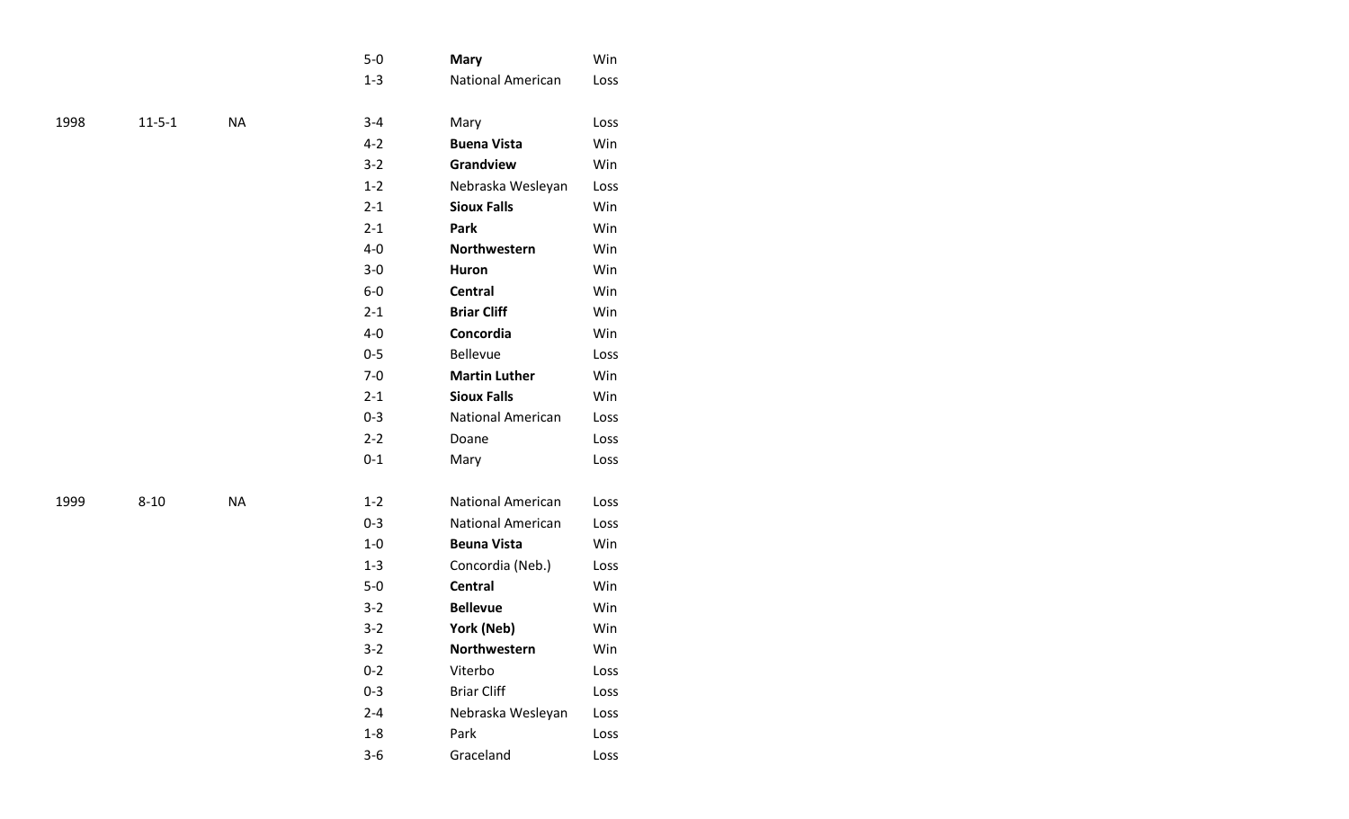| | | | | | |
|---|---|---|---|---|---|
| | | | 5-0 | **Mary** | Win |
| | | | 1-3 | National American | Loss |
| | | | | | |
| 1998 | 11-5-1 | NA | 3-4 | Mary | Loss |
| | | | 4-2 | **Buena Vista** | Win |
| | | | 3-2 | **Grandview** | Win |
| | | | 1-2 | Nebraska Wesleyan | Loss |
| | | | 2-1 | **Sioux Falls** | Win |
| | | | 2-1 | **Park** | Win |
| | | | 4-0 | **Northwestern** | Win |
| | | | 3-0 | **Huron** | Win |
| | | | 6-0 | **Central** | Win |
| | | | 2-1 | **Briar Cliff** | Win |
| | | | 4-0 | **Concordia** | Win |
| | | | 0-5 | Bellevue | Loss |
| | | | 7-0 | **Martin Luther** | Win |
| | | | 2-1 | **Sioux Falls** | Win |
| | | | 0-3 | National American | Loss |
| | | | 2-2 | Doane | Loss |
| | | | 0-1 | Mary | Loss |
| | | | | | |
| 1999 | 8-10 | NA | 1-2 | National American | Loss |
| | | | 0-3 | National American | Loss |
| | | | 1-0 | **Beuna Vista** | Win |
| | | | 1-3 | Concordia (Neb.) | Loss |
| | | | 5-0 | **Central** | Win |
| | | | 3-2 | **Bellevue** | Win |
| | | | 3-2 | **York (Neb)** | Win |
| | | | 3-2 | **Northwestern** | Win |
| | | | 0-2 | Viterbo | Loss |
| | | | 0-3 | Briar Cliff | Loss |
| | | | 2-4 | Nebraska Wesleyan | Loss |
| | | | 1-8 | Park | Loss |
| | | | 3-6 | Graceland | Loss |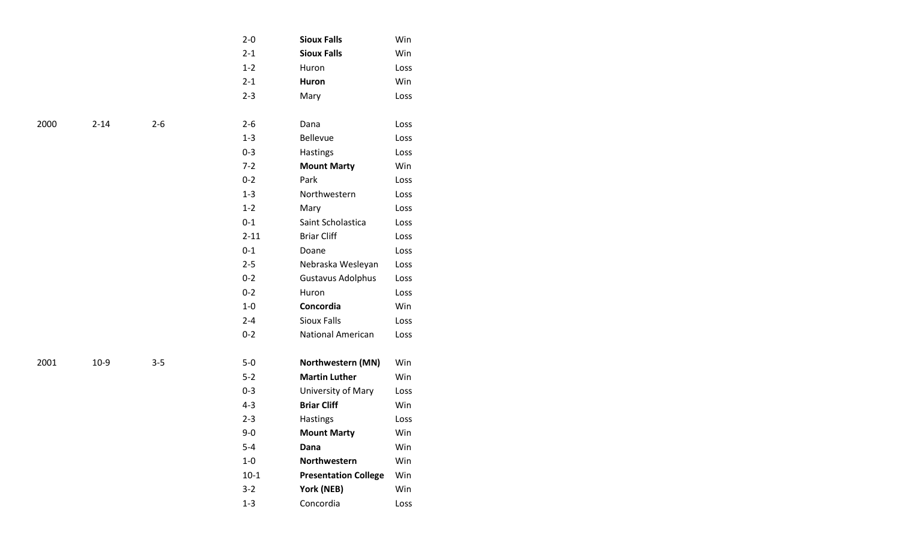| | | | | | |
|---|---|---|---|---|---|
| | | | 2-0 | **Sioux Falls** | Win |
| | | | 2-1 | **Sioux Falls** | Win |
| | | | 1-2 | Huron | Loss |
| | | | 2-1 | **Huron** | Win |
| | | | 2-3 | Mary | Loss |
| 2000 | 2-14 | 2-6 | 2-6 | Dana | Loss |
| | | | 1-3 | Bellevue | Loss |
| | | | 0-3 | Hastings | Loss |
| | | | 7-2 | **Mount Marty** | Win |
| | | | 0-2 | Park | Loss |
| | | | 1-3 | Northwestern | Loss |
| | | | 1-2 | Mary | Loss |
| | | | 0-1 | Saint Scholastica | Loss |
| | | | 2-11 | Briar Cliff | Loss |
| | | | 0-1 | Doane | Loss |
| | | | 2-5 | Nebraska Wesleyan | Loss |
| | | | 0-2 | Gustavus Adolphus | Loss |
| | | | 0-2 | Huron | Loss |
| | | | 1-0 | **Concordia** | Win |
| | | | 2-4 | Sioux Falls | Loss |
| | | | 0-2 | National American | Loss |
| 2001 | 10-9 | 3-5 | 5-0 | **Northwestern (MN)** | Win |
| | | | 5-2 | **Martin Luther** | Win |
| | | | 0-3 | University of Mary | Loss |
| | | | 4-3 | **Briar Cliff** | Win |
| | | | 2-3 | Hastings | Loss |
| | | | 9-0 | **Mount Marty** | Win |
| | | | 5-4 | **Dana** | Win |
| | | | 1-0 | **Northwestern** | Win |
| | | | 10-1 | **Presentation College** | Win |
| | | | 3-2 | **York (NEB)** | Win |
| | | | 1-3 | Concordia | Loss |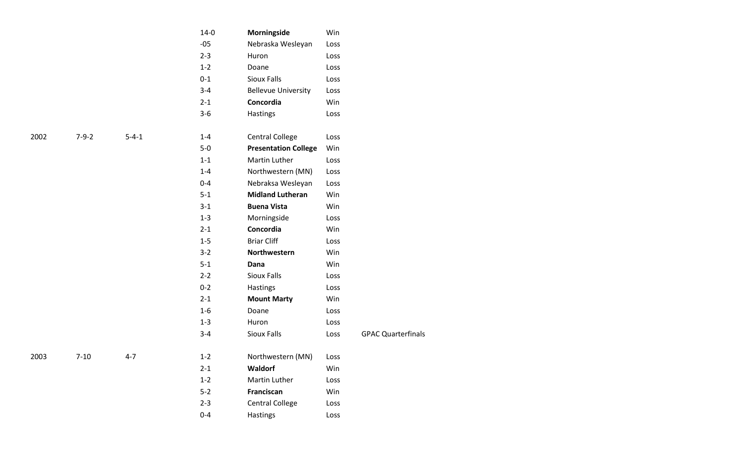| | | | | | | |
|---|---|---|---|---|---|---|
| | | | 14-0 | **Morningside** | Win | |
| | | | -05 | Nebraska Wesleyan | Loss | |
| | | | 2-3 | Huron | Loss | |
| | | | 1-2 | Doane | Loss | |
| | | | 0-1 | Sioux Falls | Loss | |
| | | | 3-4 | Bellevue University | Loss | |
| | | | 2-1 | **Concordia** | Win | |
| | | | 3-6 | Hastings | Loss | |
| 2002 | 7-9-2 | 5-4-1 | 1-4 | Central College | Loss | |
| | | | 5-0 | **Presentation College** | Win | |
| | | | 1-1 | Martin Luther | Loss | |
| | | | 1-4 | Northwestern (MN) | Loss | |
| | | | 0-4 | Nebraksa Wesleyan | Loss | |
| | | | 5-1 | **Midland Lutheran** | Win | |
| | | | 3-1 | **Buena Vista** | Win | |
| | | | 1-3 | Morningside | Loss | |
| | | | 2-1 | **Concordia** | Win | |
| | | | 1-5 | Briar Cliff | Loss | |
| | | | 3-2 | **Northwestern** | Win | |
| | | | 5-1 | **Dana** | Win | |
| | | | 2-2 | Sioux Falls | Loss | |
| | | | 0-2 | Hastings | Loss | |
| | | | 2-1 | **Mount Marty** | Win | |
| | | | 1-6 | Doane | Loss | |
| | | | 1-3 | Huron | Loss | |
| | | | 3-4 | Sioux Falls | Loss | GPAC Quarterfinals |
| 2003 | 7-10 | 4-7 | 1-2 | Northwestern (MN) | Loss | |
| | | | 2-1 | **Waldorf** | Win | |
| | | | 1-2 | Martin Luther | Loss | |
| | | | 5-2 | **Franciscan** | Win | |
| | | | 2-3 | Central College | Loss | |
| | | | 0-4 | Hastings | Loss | |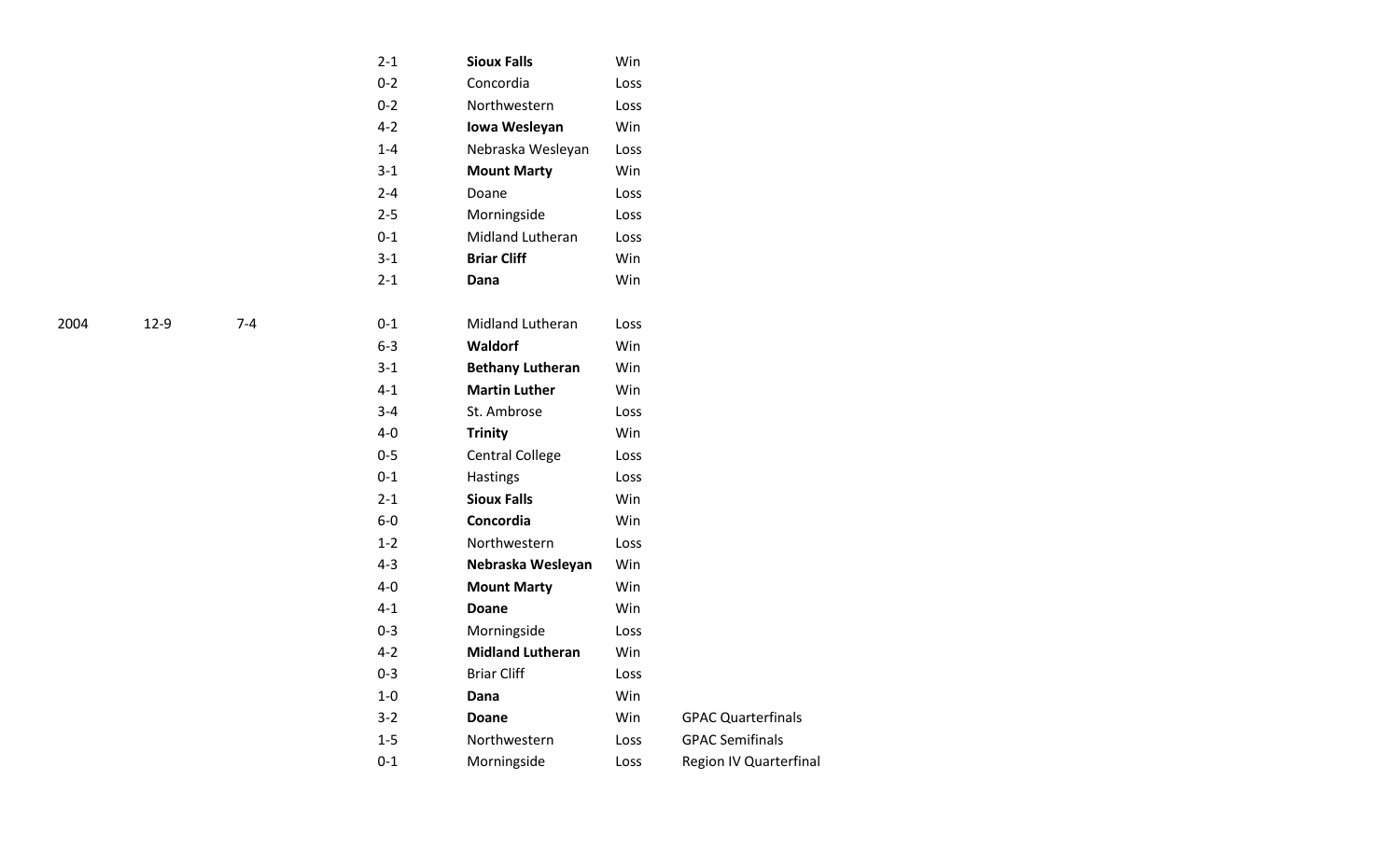| | | | | | | |
|---|---|---|---|---|---|---|
| | | | 2-1 | **Sioux Falls** | Win | |
| | | | 0-2 | Concordia | Loss | |
| | | | 0-2 | Northwestern | Loss | |
| | | | 4-2 | **Iowa Wesleyan** | Win | |
| | | | 1-4 | Nebraska Wesleyan | Loss | |
| | | | 3-1 | **Mount Marty** | Win | |
| | | | 2-4 | Doane | Loss | |
| | | | 2-5 | Morningside | Loss | |
| | | | 0-1 | Midland Lutheran | Loss | |
| | | | 3-1 | **Briar Cliff** | Win | |
| | | | 2-1 | **Dana** | Win | |
| 2004 | 12-9 | 7-4 | 0-1 | Midland Lutheran | Loss | |
| | | | 6-3 | **Waldorf** | Win | |
| | | | 3-1 | **Bethany Lutheran** | Win | |
| | | | 4-1 | **Martin Luther** | Win | |
| | | | 3-4 | St. Ambrose | Loss | |
| | | | 4-0 | **Trinity** | Win | |
| | | | 0-5 | Central College | Loss | |
| | | | 0-1 | Hastings | Loss | |
| | | | 2-1 | **Sioux Falls** | Win | |
| | | | 6-0 | **Concordia** | Win | |
| | | | 1-2 | Northwestern | Loss | |
| | | | 4-3 | **Nebraska Wesleyan** | Win | |
| | | | 4-0 | **Mount Marty** | Win | |
| | | | 4-1 | **Doane** | Win | |
| | | | 0-3 | Morningside | Loss | |
| | | | 4-2 | **Midland Lutheran** | Win | |
| | | | 0-3 | Briar Cliff | Loss | |
| | | | 1-0 | **Dana** | Win | |
| | | | 3-2 | **Doane** | Win | GPAC Quarterfinals |
| | | | 1-5 | Northwestern | Loss | GPAC Semifinals |
| | | | 0-1 | Morningside | Loss | Region IV Quarterfinal |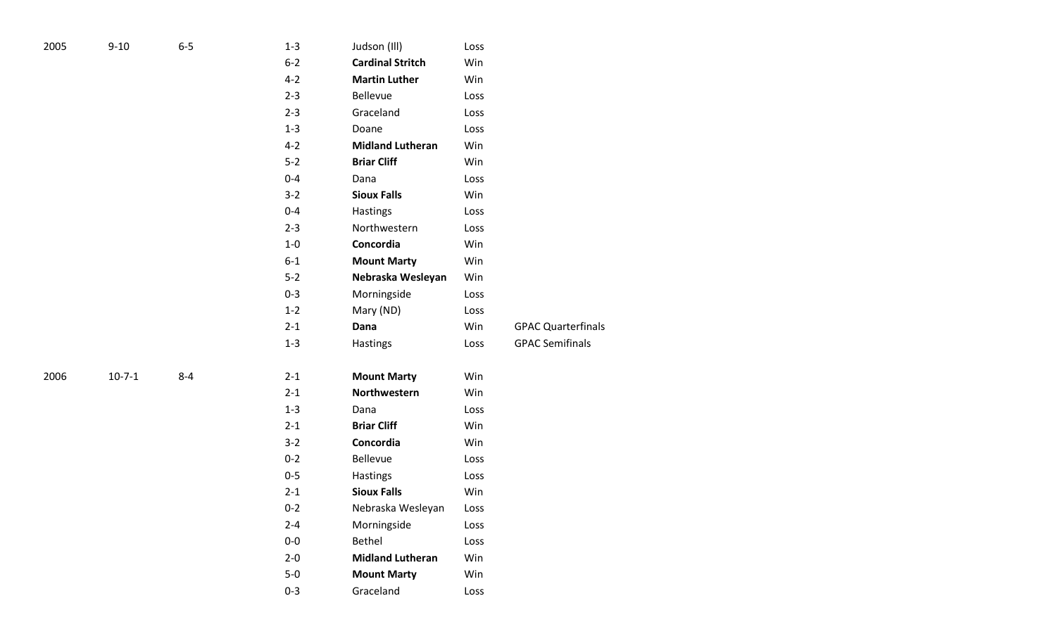| | | | | | | |
|---|---|---|---|---|---|---|
| 2005 | 9-10 | 6-5 | 1-3 | Judson (Ill) | Loss | |
| | | | 6-2 | **Cardinal Stritch** | Win | |
| | | | 4-2 | **Martin Luther** | Win | |
| | | | 2-3 | Bellevue | Loss | |
| | | | 2-3 | Graceland | Loss | |
| | | | 1-3 | Doane | Loss | |
| | | | 4-2 | **Midland Lutheran** | Win | |
| | | | 5-2 | **Briar Cliff** | Win | |
| | | | 0-4 | Dana | Loss | |
| | | | 3-2 | **Sioux Falls** | Win | |
| | | | 0-4 | Hastings | Loss | |
| | | | 2-3 | Northwestern | Loss | |
| | | | 1-0 | **Concordia** | Win | |
| | | | 6-1 | **Mount Marty** | Win | |
| | | | 5-2 | **Nebraska Wesleyan** | Win | |
| | | | 0-3 | Morningside | Loss | |
| | | | 1-2 | Mary (ND) | Loss | |
| | | | 2-1 | **Dana** | Win | GPAC Quarterfinals |
| | | | 1-3 | Hastings | Loss | GPAC Semifinals |
| | | | | | | |
| 2006 | 10-7-1 | 8-4 | 2-1 | **Mount Marty** | Win | |
| | | | 2-1 | **Northwestern** | Win | |
| | | | 1-3 | Dana | Loss | |
| | | | 2-1 | **Briar Cliff** | Win | |
| | | | 3-2 | **Concordia** | Win | |
| | | | 0-2 | Bellevue | Loss | |
| | | | 0-5 | Hastings | Loss | |
| | | | 2-1 | **Sioux Falls** | Win | |
| | | | 0-2 | Nebraska Wesleyan | Loss | |
| | | | 2-4 | Morningside | Loss | |
| | | | 0-0 | Bethel | Loss | |
| | | | 2-0 | **Midland Lutheran** | Win | |
| | | | 5-0 | **Mount Marty** | Win | |
| | | | 0-3 | Graceland | Loss | |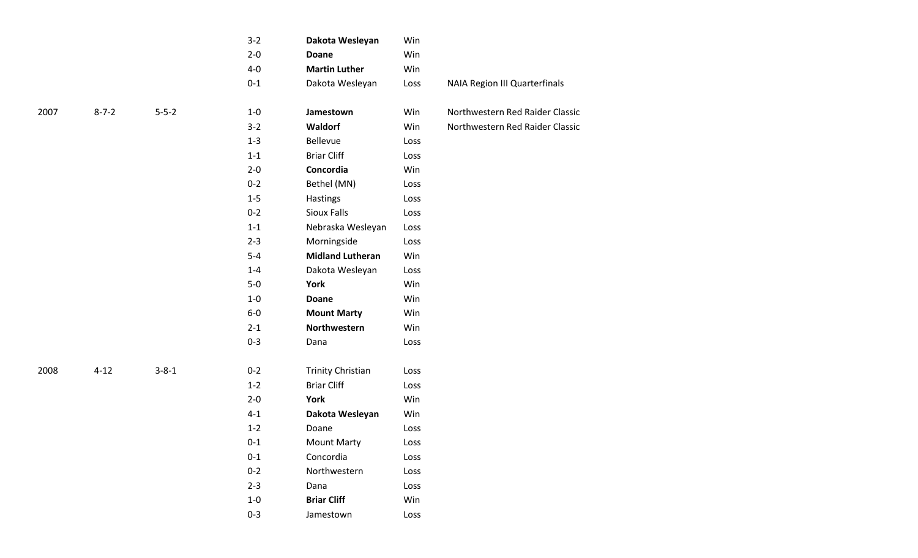| | | | | | | |
|---|---|---|---|---|---|---|
| | | | 3-2 | **Dakota Wesleyan** | Win | |
| | | | 2-0 | **Doane** | Win | |
| | | | 4-0 | **Martin Luther** | Win | |
| | | | 0-1 | Dakota Wesleyan | Loss | NAIA Region III Quarterfinals |
| | | | | | | |
| 2007 | 8-7-2 | 5-5-2 | 1-0 | **Jamestown** | Win | Northwestern Red Raider Classic |
| | | | 3-2 | **Waldorf** | Win | Northwestern Red Raider Classic |
| | | | 1-3 | Bellevue | Loss | |
| | | | 1-1 | Briar Cliff | Loss | |
| | | | 2-0 | **Concordia** | Win | |
| | | | 0-2 | Bethel (MN) | Loss | |
| | | | 1-5 | Hastings | Loss | |
| | | | 0-2 | Sioux Falls | Loss | |
| | | | 1-1 | Nebraska Wesleyan | Loss | |
| | | | 2-3 | Morningside | Loss | |
| | | | 5-4 | **Midland Lutheran** | Win | |
| | | | 1-4 | Dakota Wesleyan | Loss | |
| | | | 5-0 | **York** | Win | |
| | | | 1-0 | **Doane** | Win | |
| | | | 6-0 | **Mount Marty** | Win | |
| | | | 2-1 | **Northwestern** | Win | |
| | | | 0-3 | Dana | Loss | |
| | | | | | | |
| 2008 | 4-12 | 3-8-1 | 0-2 | Trinity Christian | Loss | |
| | | | 1-2 | Briar Cliff | Loss | |
| | | | 2-0 | **York** | Win | |
| | | | 4-1 | **Dakota Wesleyan** | Win | |
| | | | 1-2 | Doane | Loss | |
| | | | 0-1 | Mount Marty | Loss | |
| | | | 0-1 | Concordia | Loss | |
| | | | 0-2 | Northwestern | Loss | |
| | | | 2-3 | Dana | Loss | |
| | | | 1-0 | **Briar Cliff** | Win | |
| | | | 0-3 | Jamestown | Loss | |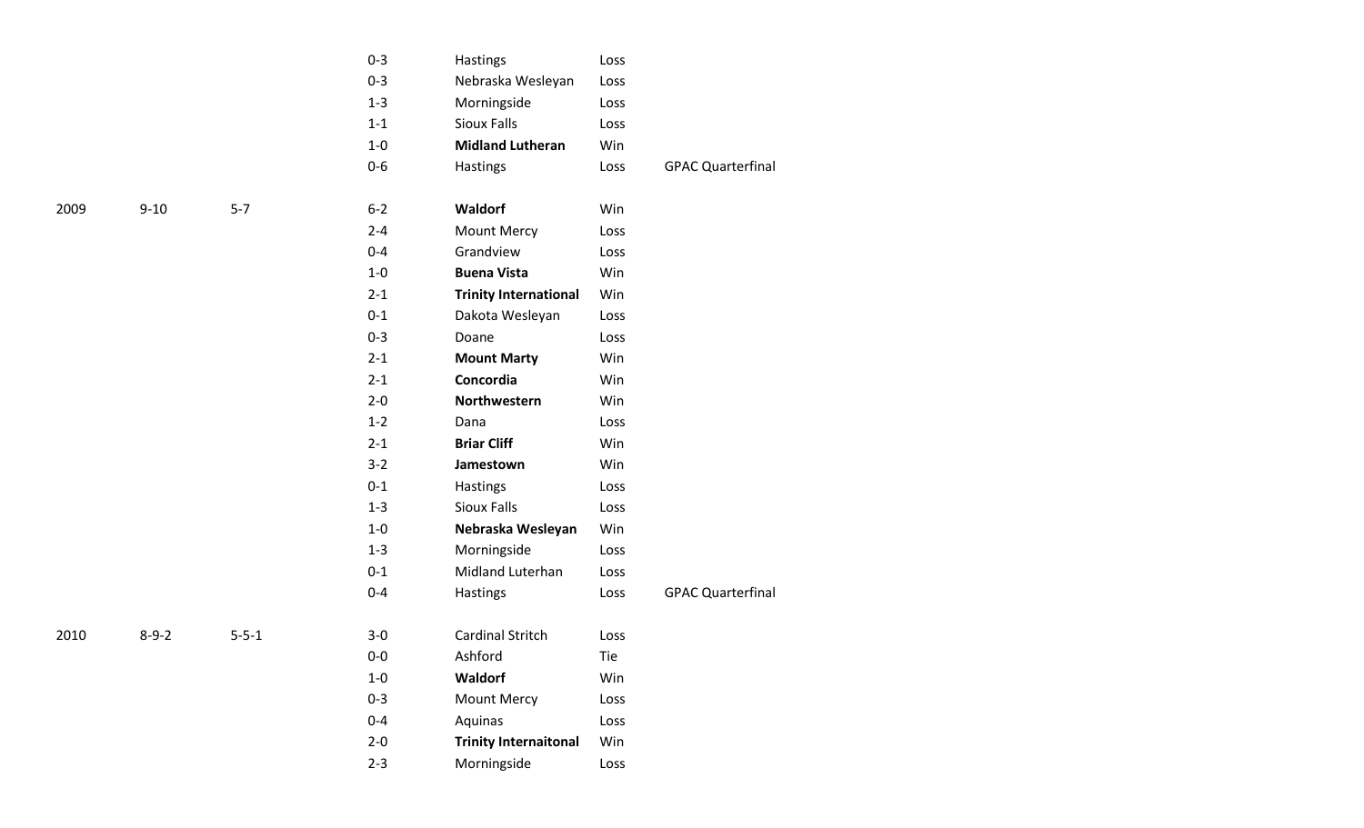| | | | | | | |
|---|---|---|---|---|---|---|
| | | | 0-3 | Hastings | Loss | |
| | | | 0-3 | Nebraska Wesleyan | Loss | |
| | | | 1-3 | Morningside | Loss | |
| | | | 1-1 | Sioux Falls | Loss | |
| | | | 1-0 | **Midland Lutheran** | Win | |
| | | | 0-6 | Hastings | Loss | GPAC Quarterfinal |
| 2009 | 9-10 | 5-7 | 6-2 | **Waldorf** | Win | |
| | | | 2-4 | Mount Mercy | Loss | |
| | | | 0-4 | Grandview | Loss | |
| | | | 1-0 | **Buena Vista** | Win | |
| | | | 2-1 | **Trinity International** | Win | |
| | | | 0-1 | Dakota Wesleyan | Loss | |
| | | | 0-3 | Doane | Loss | |
| | | | 2-1 | **Mount Marty** | Win | |
| | | | 2-1 | **Concordia** | Win | |
| | | | 2-0 | **Northwestern** | Win | |
| | | | 1-2 | Dana | Loss | |
| | | | 2-1 | **Briar Cliff** | Win | |
| | | | 3-2 | **Jamestown** | Win | |
| | | | 0-1 | Hastings | Loss | |
| | | | 1-3 | Sioux Falls | Loss | |
| | | | 1-0 | **Nebraska Wesleyan** | Win | |
| | | | 1-3 | Morningside | Loss | |
| | | | 0-1 | Midland Luterhan | Loss | |
| | | | 0-4 | Hastings | Loss | GPAC Quarterfinal |
| 2010 | 8-9-2 | 5-5-1 | 3-0 | Cardinal Stritch | Loss | |
| | | | 0-0 | Ashford | Tie | |
| | | | 1-0 | **Waldorf** | Win | |
| | | | 0-3 | Mount Mercy | Loss | |
| | | | 0-4 | Aquinas | Loss | |
| | | | 2-0 | **Trinity Internaitonal** | Win | |
| | | | 2-3 | Morningside | Loss | |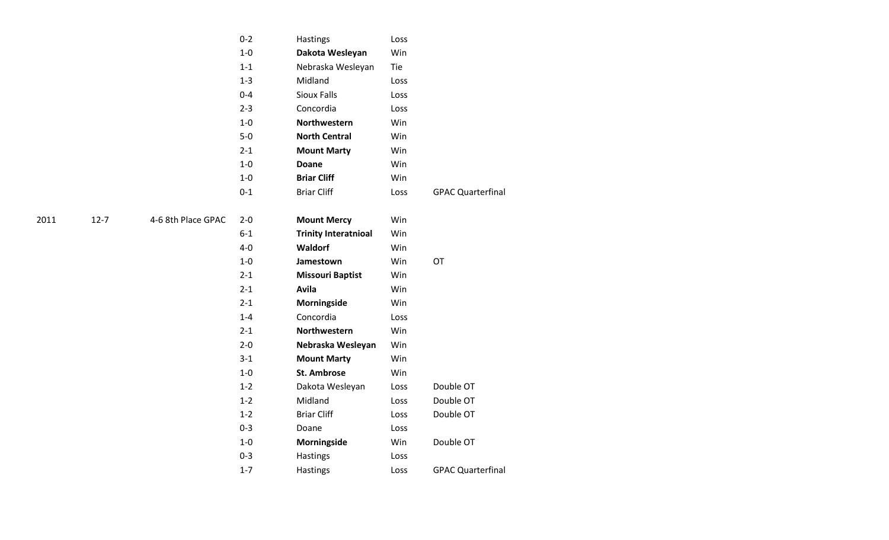| | | | | | | |
|---|---|---|---|---|---|---|
| | | | 0-2 | Hastings | Loss | |
| | | | 1-0 | **Dakota Wesleyan** | Win | |
| | | | 1-1 | Nebraska Wesleyan | Tie | |
| | | | 1-3 | Midland | Loss | |
| | | | 0-4 | Sioux Falls | Loss | |
| | | | 2-3 | Concordia | Loss | |
| | | | 1-0 | **Northwestern** | Win | |
| | | | 5-0 | **North Central** | Win | |
| | | | 2-1 | **Mount Marty** | Win | |
| | | | 1-0 | **Doane** | Win | |
| | | | 1-0 | **Briar Cliff** | Win | |
| | | | 0-1 | Briar Cliff | Loss | GPAC Quarterfinal |
| | | | | | | |
| 2011 | 12-7 | 4-6 8th Place GPAC | 2-0 | **Mount Mercy** | Win | |
| | | | 6-1 | **Trinity Interatnioal** | Win | |
| | | | 4-0 | **Waldorf** | Win | |
| | | | 1-0 | **Jamestown** | Win | OT |
| | | | 2-1 | **Missouri Baptist** | Win | |
| | | | 2-1 | **Avila** | Win | |
| | | | 2-1 | **Morningside** | Win | |
| | | | 1-4 | Concordia | Loss | |
| | | | 2-1 | **Northwestern** | Win | |
| | | | 2-0 | **Nebraska Wesleyan** | Win | |
| | | | 3-1 | **Mount Marty** | Win | |
| | | | 1-0 | **St. Ambrose** | Win | |
| | | | 1-2 | Dakota Wesleyan | Loss | Double OT |
| | | | 1-2 | Midland | Loss | Double OT |
| | | | 1-2 | Briar Cliff | Loss | Double OT |
| | | | 0-3 | Doane | Loss | |
| | | | 1-0 | **Morningside** | Win | Double OT |
| | | | 0-3 | Hastings | Loss | |
| | | | 1-7 | Hastings | Loss | GPAC Quarterfinal |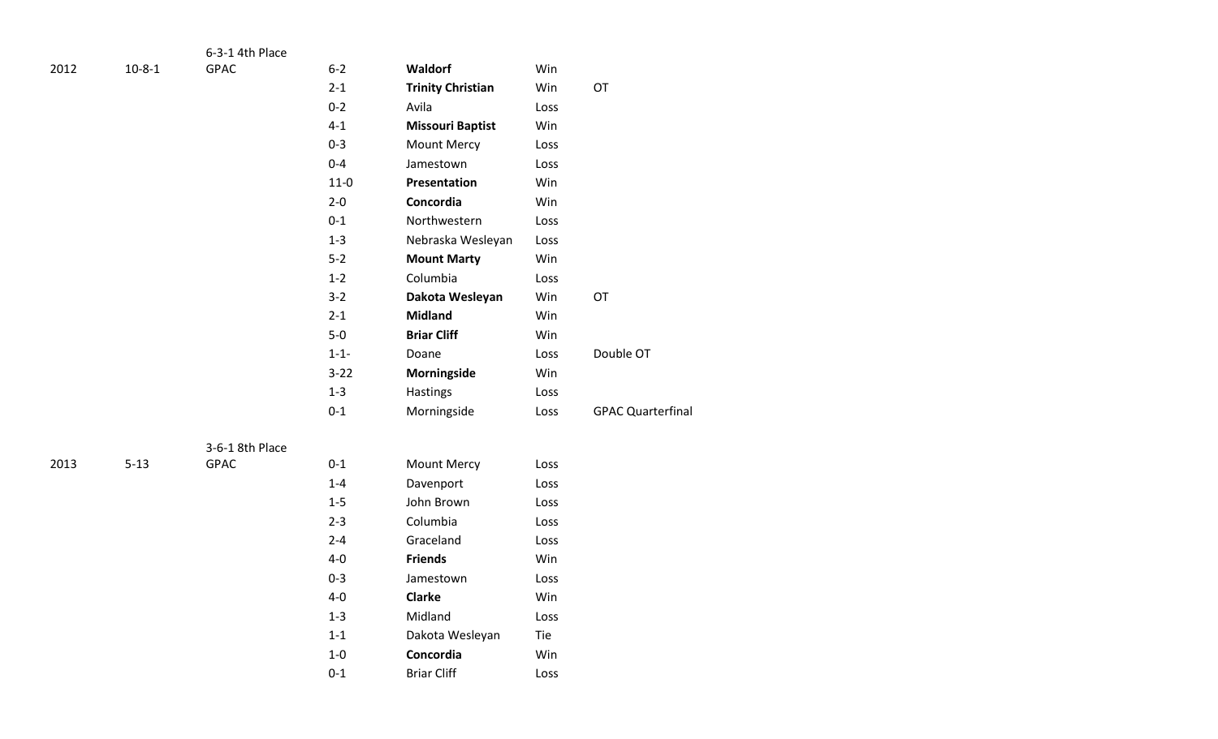| | | | | | | |
|---|---|---|---|---|---|---|
| 2012 | 10-8-1 | 6-3-1 4th Place GPAC | 6-2 | **Waldorf** | Win | |
| | | | 2-1 | **Trinity Christian** | Win | OT |
| | | | 0-2 | Avila | Loss | |
| | | | 4-1 | **Missouri Baptist** | Win | |
| | | | 0-3 | Mount Mercy | Loss | |
| | | | 0-4 | Jamestown | Loss | |
| | | | 11-0 | **Presentation** | Win | |
| | | | 2-0 | **Concordia** | Win | |
| | | | 0-1 | Northwestern | Loss | |
| | | | 1-3 | Nebraska Wesleyan | Loss | |
| | | | 5-2 | **Mount Marty** | Win | |
| | | | 1-2 | Columbia | Loss | |
| | | | 3-2 | **Dakota Wesleyan** | Win | OT |
| | | | 2-1 | **Midland** | Win | |
| | | | 5-0 | **Briar Cliff** | Win | |
| | | | 1-1- | Doane | Loss | Double OT |
| | | | 3-22 | **Morningside** | Win | |
| | | | 1-3 | Hastings | Loss | |
| | | | 0-1 | Morningside | Loss | GPAC Quarterfinal |
| | | | | | | |
| 2013 | 5-13 | 3-6-1 8th Place GPAC | 0-1 | Mount Mercy | Loss | |
| | | | 1-4 | Davenport | Loss | |
| | | | 1-5 | John Brown | Loss | |
| | | | 2-3 | Columbia | Loss | |
| | | | 2-4 | Graceland | Loss | |
| | | | 4-0 | **Friends** | Win | |
| | | | 0-3 | Jamestown | Loss | |
| | | | 4-0 | **Clarke** | Win | |
| | | | 1-3 | Midland | Loss | |
| | | | 1-1 | Dakota Wesleyan | Tie | |
| | | | 1-0 | **Concordia** | Win | |
| | | | 0-1 | Briar Cliff | Loss | |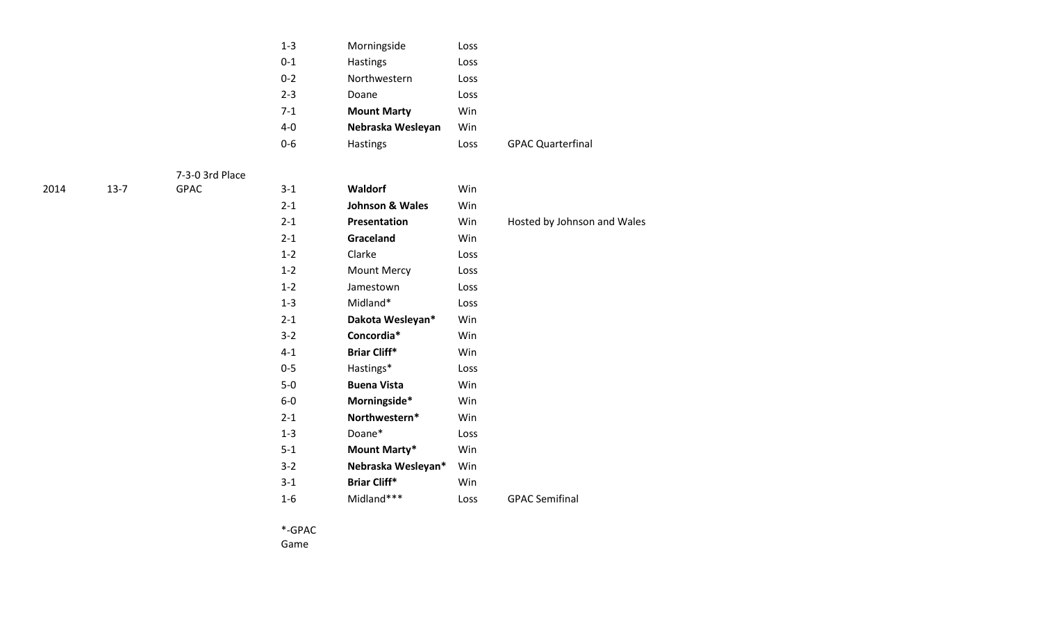| | | | | | | |
|---|---|---|---|---|---|---|
| | | | 1-3 | Morningside | Loss | |
| | | | 0-1 | Hastings | Loss | |
| | | | 0-2 | Northwestern | Loss | |
| | | | 2-3 | Doane | Loss | |
| | | | 7-1 | **Mount Marty** | Win | |
| | | | 4-0 | **Nebraska Wesleyan** | Win | |
| | | | 0-6 | Hastings | Loss | GPAC Quarterfinal |
| 2014 | 13-7 | 7-3-0 3rd Place GPAC | 3-1 | **Waldorf** | Win | |
| | | | 2-1 | **Johnson & Wales** | Win | |
| | | | 2-1 | **Presentation** | Win | Hosted by Johnson and Wales |
| | | | 2-1 | **Graceland** | Win | |
| | | | 1-2 | Clarke | Loss | |
| | | | 1-2 | Mount Mercy | Loss | |
| | | | 1-2 | Jamestown | Loss | |
| | | | 1-3 | Midland* | Loss | |
| | | | 2-1 | **Dakota Wesleyan*** | Win | |
| | | | 3-2 | **Concordia*** | Win | |
| | | | 4-1 | **Briar Cliff*** | Win | |
| | | | 0-5 | Hastings* | Loss | |
| | | | 5-0 | **Buena Vista** | Win | |
| | | | 6-0 | **Morningside*** | Win | |
| | | | 2-1 | **Northwestern*** | Win | |
| | | | 1-3 | Doane* | Loss | |
| | | | 5-1 | **Mount Marty*** | Win | |
| | | | 3-2 | **Nebraska Wesleyan*** | Win | |
| | | | 3-1 | **Briar Cliff*** | Win | |
| | | | 1-6 | Midland*** | Loss | GPAC Semifinal |

*-GPAC Game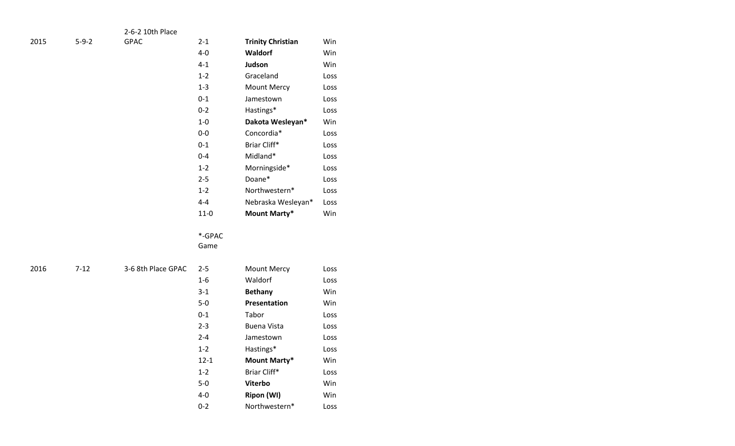| | | | | | |
|---|---|---|---|---|---|
| 2015 | 5-9-2 | 2-6-2 10th Place GPAC | 2-1 | **Trinity Christian** | Win |
| | | | 4-0 | **Waldorf** | Win |
| | | | 4-1 | **Judson** | Win |
| | | | 1-2 | Graceland | Loss |
| | | | 1-3 | Mount Mercy | Loss |
| | | | 0-1 | Jamestown | Loss |
| | | | 0-2 | Hastings* | Loss |
| | | | 1-0 | **Dakota Wesleyan*** | Win |
| | | | 0-0 | Concordia* | Loss |
| | | | 0-1 | Briar Cliff* | Loss |
| | | | 0-4 | Midland* | Loss |
| | | | 1-2 | Morningside* | Loss |
| | | | 2-5 | Doane* | Loss |
| | | | 1-2 | Northwestern* | Loss |
| | | | 4-4 | Nebraska Wesleyan* | Loss |
| | | | 11-0 | **Mount Marty*** | Win |
| | | | *-GPAC Game | | |
| 2016 | 7-12 | 3-6 8th Place GPAC | 2-5 | Mount Mercy | Loss |
| | | | 1-6 | Waldorf | Loss |
| | | | 3-1 | **Bethany** | Win |
| | | | 5-0 | **Presentation** | Win |
| | | | 0-1 | Tabor | Loss |
| | | | 2-3 | Buena Vista | Loss |
| | | | 2-4 | Jamestown | Loss |
| | | | 1-2 | Hastings* | Loss |
| | | | 12-1 | **Mount Marty*** | Win |
| | | | 1-2 | Briar Cliff* | Loss |
| | | | 5-0 | **Viterbo** | Win |
| | | | 4-0 | **Ripon (WI)** | Win |
| | | | 0-2 | Northwestern* | Loss |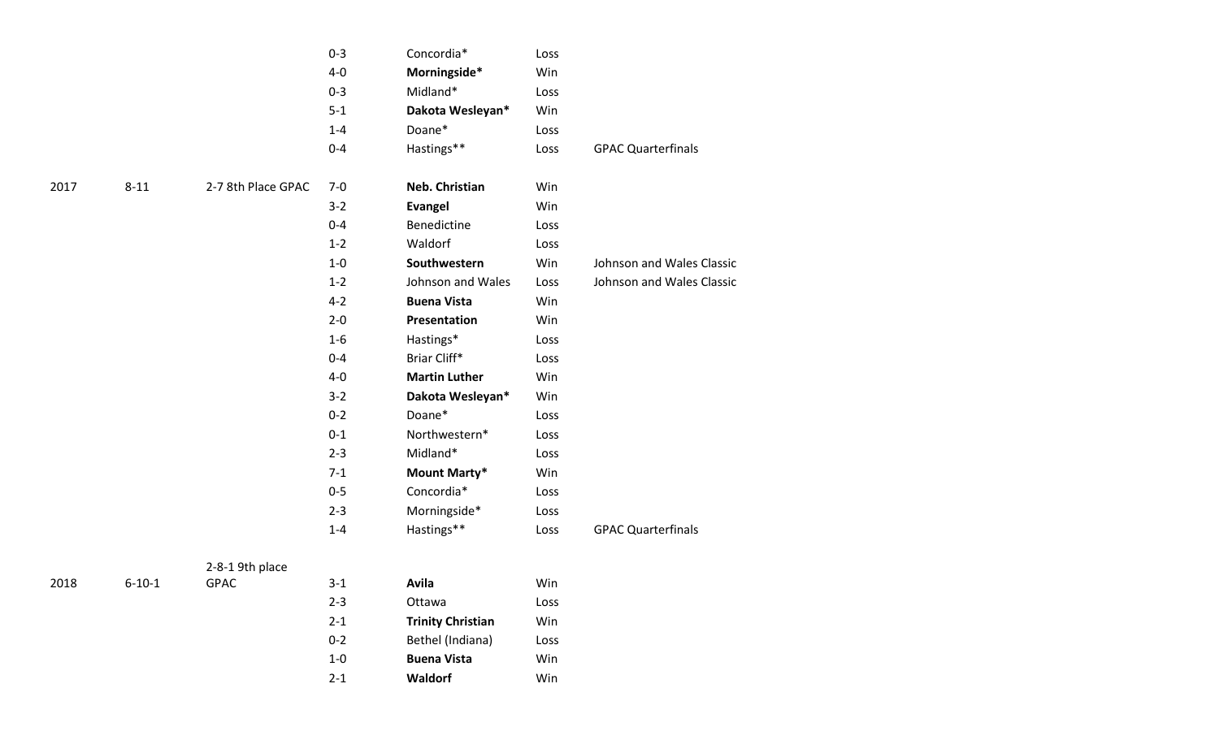| | | | | | |
|---|---|---|---|---|---|
| | | | 0-3 | Concordia* | Loss | |
| | | | 4-0 | **Morningside*** | Win | |
| | | | 0-3 | Midland* | Loss | |
| | | | 5-1 | **Dakota Wesleyan*** | Win | |
| | | | 1-4 | Doane* | Loss | |
| | | | 0-4 | Hastings** | Loss | GPAC Quarterfinals |
| 2017 | 8-11 | 2-7 8th Place GPAC | 7-0 | **Neb. Christian** | Win | |
| | | | 3-2 | **Evangel** | Win | |
| | | | 0-4 | Benedictine | Loss | |
| | | | 1-2 | Waldorf | Loss | |
| | | | 1-0 | **Southwestern** | Win | Johnson and Wales Classic |
| | | | 1-2 | Johnson and Wales | Loss | Johnson and Wales Classic |
| | | | 4-2 | **Buena Vista** | Win | |
| | | | 2-0 | **Presentation** | Win | |
| | | | 1-6 | Hastings* | Loss | |
| | | | 0-4 | Briar Cliff* | Loss | |
| | | | 4-0 | **Martin Luther** | Win | |
| | | | 3-2 | **Dakota Wesleyan*** | Win | |
| | | | 0-2 | Doane* | Loss | |
| | | | 0-1 | Northwestern* | Loss | |
| | | | 2-3 | Midland* | Loss | |
| | | | 7-1 | **Mount Marty*** | Win | |
| | | | 0-5 | Concordia* | Loss | |
| | | | 2-3 | Morningside* | Loss | |
| | | | 1-4 | Hastings** | Loss | GPAC Quarterfinals |
| 2018 | 6-10-1 | 2-8-1 9th place GPAC | 3-1 | **Avila** | Win | |
| | | | 2-3 | Ottawa | Loss | |
| | | | 2-1 | **Trinity Christian** | Win | |
| | | | 0-2 | Bethel (Indiana) | Loss | |
| | | | 1-0 | **Buena Vista** | Win | |
| | | | 2-1 | **Waldorf** | Win | |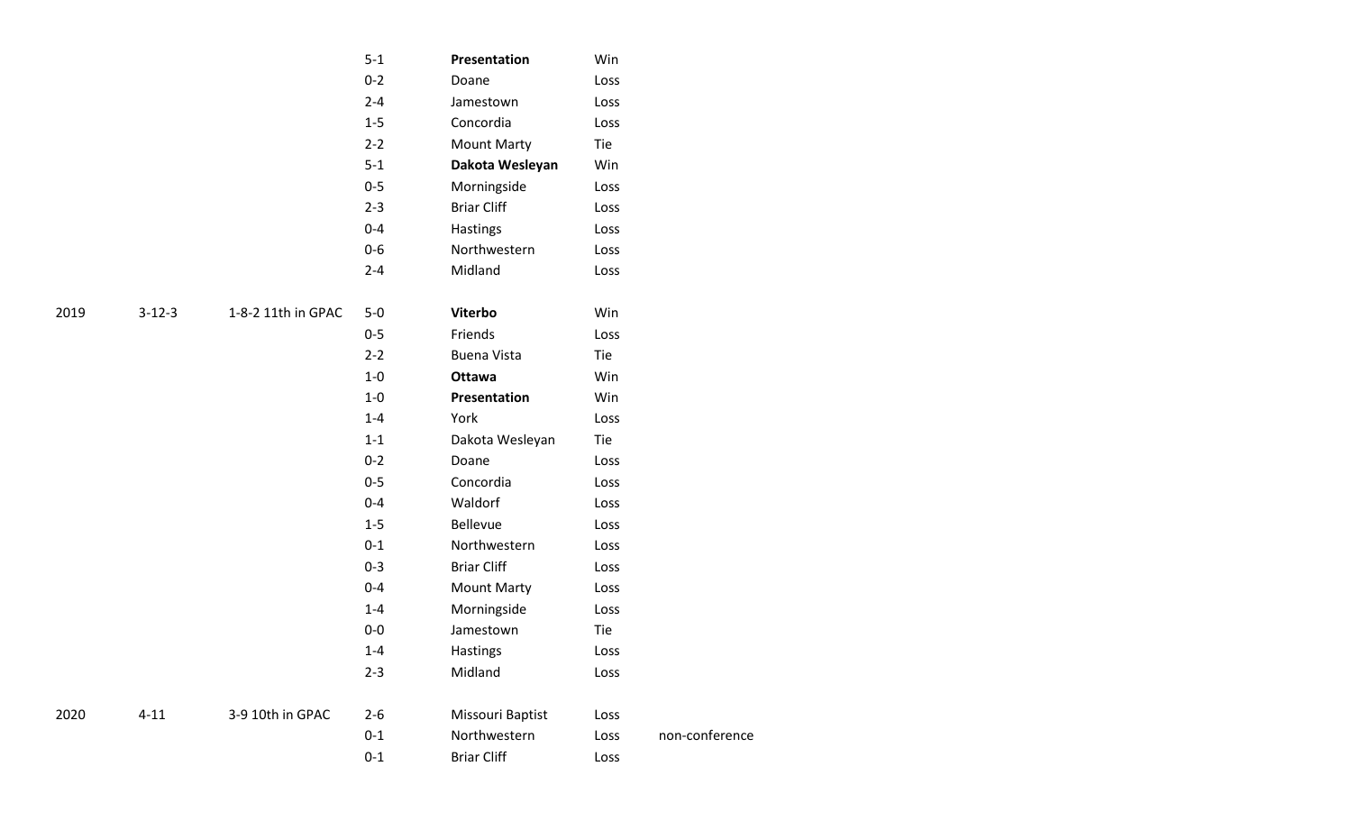| | | | | | | |
|---|---|---|---|---|---|---|
| | | | 5-1 | **Presentation** | Win | |
| | | | 0-2 | Doane | Loss | |
| | | | 2-4 | Jamestown | Loss | |
| | | | 1-5 | Concordia | Loss | |
| | | | 2-2 | Mount Marty | Tie | |
| | | | 5-1 | **Dakota Wesleyan** | Win | |
| | | | 0-5 | Morningside | Loss | |
| | | | 2-3 | Briar Cliff | Loss | |
| | | | 0-4 | Hastings | Loss | |
| | | | 0-6 | Northwestern | Loss | |
| | | | 2-4 | Midland | Loss | |
| | | | | | | |
| 2019 | 3-12-3 | 1-8-2 11th in GPAC | 5-0 | **Viterbo** | Win | |
| | | | 0-5 | Friends | Loss | |
| | | | 2-2 | Buena Vista | Tie | |
| | | | 1-0 | **Ottawa** | Win | |
| | | | 1-0 | **Presentation** | Win | |
| | | | 1-4 | York | Loss | |
| | | | 1-1 | Dakota Wesleyan | Tie | |
| | | | 0-2 | Doane | Loss | |
| | | | 0-5 | Concordia | Loss | |
| | | | 0-4 | Waldorf | Loss | |
| | | | 1-5 | Bellevue | Loss | |
| | | | 0-1 | Northwestern | Loss | |
| | | | 0-3 | Briar Cliff | Loss | |
| | | | 0-4 | Mount Marty | Loss | |
| | | | 1-4 | Morningside | Loss | |
| | | | 0-0 | Jamestown | Tie | |
| | | | 1-4 | Hastings | Loss | |
| | | | 2-3 | Midland | Loss | |
| | | | | | | |
| 2020 | 4-11 | 3-9 10th in GPAC | 2-6 | Missouri Baptist | Loss | |
| | | | 0-1 | Northwestern | Loss | non-conference |
| | | | 0-1 | Briar Cliff | Loss | |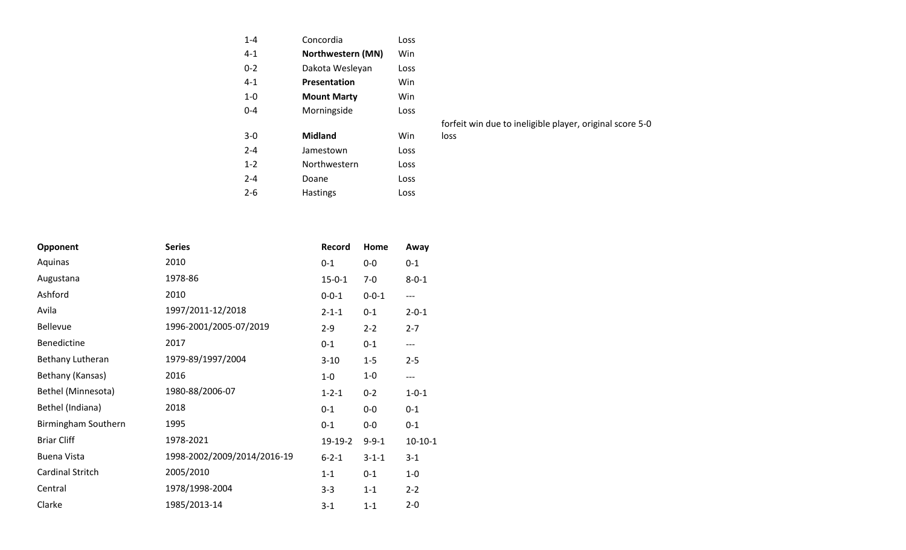| | | | |
|---|---|---|---|
| 1-4 | Concordia | Loss | |
| 4-1 | **Northwestern (MN)** | Win | |
| 0-2 | Dakota Wesleyan | Loss | |
| 4-1 | **Presentation** | Win | |
| 1-0 | **Mount Marty** | Win | |
| 0-4 | Morningside | Loss | |
| 3-0 | **Midland** | Win | forfeit win due to ineligible player, original score 5-0 loss |
| 2-4 | Jamestown | Loss | |
| 1-2 | Northwestern | Loss | |
| 2-4 | Doane | Loss | |
| 2-6 | Hastings | Loss | |

| **Opponent** | **Series** | **Record** | **Home** | **Away** |
|---|---|---|---|---|
| Aquinas | 2010 | 0-1 | 0-0 | 0-1 |
| Augustana | 1978-86 | 15-0-1 | 7-0 | 8-0-1 |
| Ashford | 2010 | 0-0-1 | 0-0-1 | --- |
| Avila | 1997/2011-12/2018 | 2-1-1 | 0-1 | 2-0-1 |
| Bellevue | 1996-2001/2005-07/2019 | 2-9 | 2-2 | 2-7 |
| Benedictine | 2017 | 0-1 | 0-1 | --- |
| Bethany Lutheran | 1979-89/1997/2004 | 3-10 | 1-5 | 2-5 |
| Bethany (Kansas) | 2016 | 1-0 | 1-0 | --- |
| Bethel (Minnesota) | 1980-88/2006-07 | 1-2-1 | 0-2 | 1-0-1 |
| Bethel (Indiana) | 2018 | 0-1 | 0-0 | 0-1 |
| Birmingham Southern | 1995 | 0-1 | 0-0 | 0-1 |
| Briar Cliff | 1978-2021 | 19-19-2 | 9-9-1 | 10-10-1 |
| Buena Vista | 1998-2002/2009/2014/2016-19 | 6-2-1 | 3-1-1 | 3-1 |
| Cardinal Stritch | 2005/2010 | 1-1 | 0-1 | 1-0 |
| Central | 1978/1998-2004 | 3-3 | 1-1 | 2-2 |
| Clarke | 1985/2013-14 | 3-1 | 1-1 | 2-0 |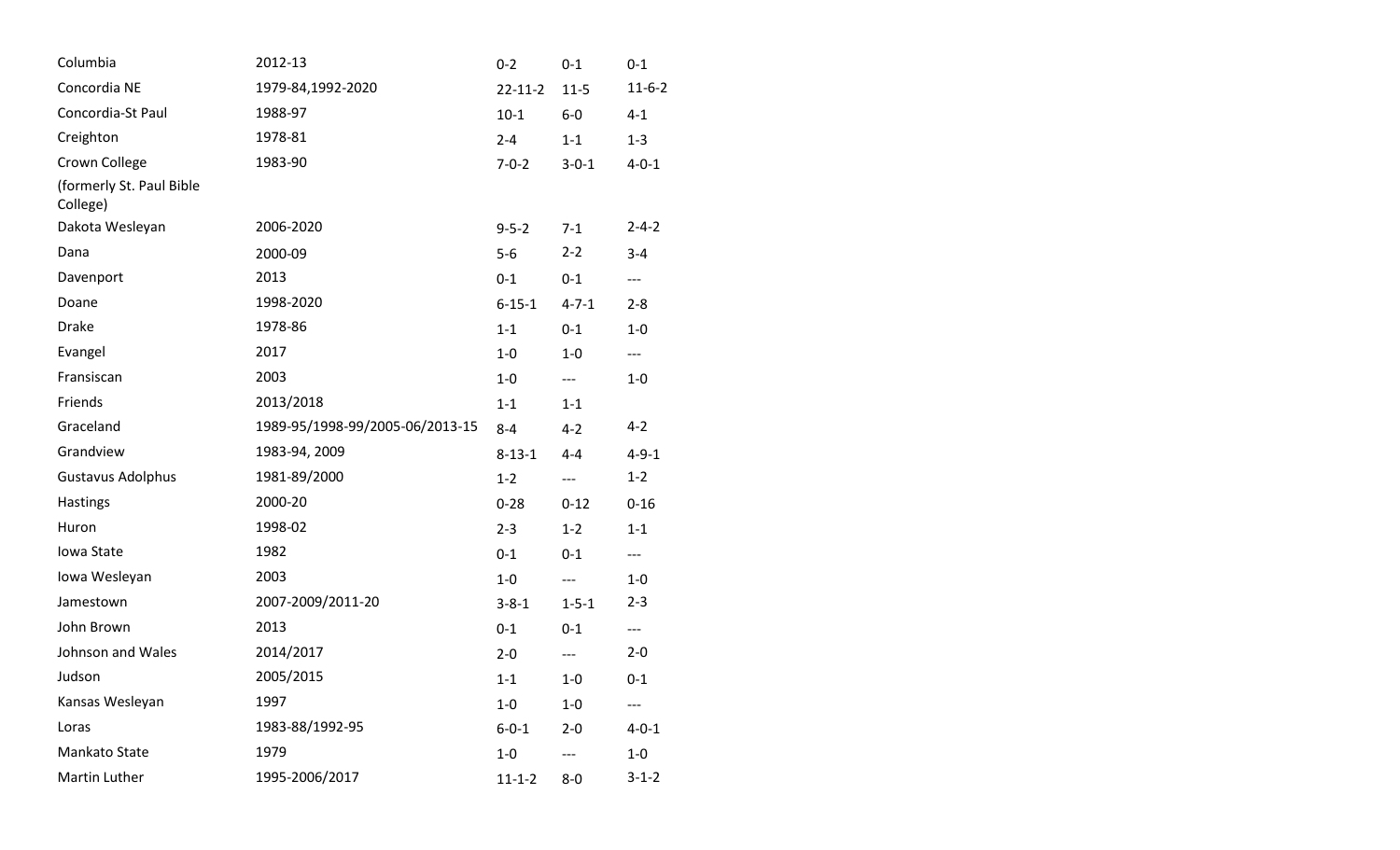| | | | | |
|---|---|---|---|---|
| Columbia | 2012-13 | 0-2 | 0-1 | 0-1 |
| Concordia NE | 1979-84,1992-2020 | 22-11-2 | 11-5 | 11-6-2 |
| Concordia-St Paul | 1988-97 | 10-1 | 6-0 | 4-1 |
| Creighton | 1978-81 | 2-4 | 1-1 | 1-3 |
| Crown College (formerly St. Paul Bible College) | 1983-90 | 7-0-2 | 3-0-1 | 4-0-1 |
| Dakota Wesleyan | 2006-2020 | 9-5-2 | 7-1 | 2-4-2 |
| Dana | 2000-09 | 5-6 | 2-2 | 3-4 |
| Davenport | 2013 | 0-1 | 0-1 | --- |
| Doane | 1998-2020 | 6-15-1 | 4-7-1 | 2-8 |
| Drake | 1978-86 | 1-1 | 0-1 | 1-0 |
| Evangel | 2017 | 1-0 | 1-0 | --- |
| Fransiscan | 2003 | 1-0 | --- | 1-0 |
| Friends | 2013/2018 | 1-1 | 1-1 | |
| Graceland | 1989-95/1998-99/2005-06/2013-15 | 8-4 | 4-2 | 4-2 |
| Grandview | 1983-94, 2009 | 8-13-1 | 4-4 | 4-9-1 |
| Gustavus Adolphus | 1981-89/2000 | 1-2 | --- | 1-2 |
| Hastings | 2000-20 | 0-28 | 0-12 | 0-16 |
| Huron | 1998-02 | 2-3 | 1-2 | 1-1 |
| Iowa State | 1982 | 0-1 | 0-1 | --- |
| Iowa Wesleyan | 2003 | 1-0 | --- | 1-0 |
| Jamestown | 2007-2009/2011-20 | 3-8-1 | 1-5-1 | 2-3 |
| John Brown | 2013 | 0-1 | 0-1 | --- |
| Johnson and Wales | 2014/2017 | 2-0 | --- | 2-0 |
| Judson | 2005/2015 | 1-1 | 1-0 | 0-1 |
| Kansas Wesleyan | 1997 | 1-0 | 1-0 | --- |
| Loras | 1983-88/1992-95 | 6-0-1 | 2-0 | 4-0-1 |
| Mankato State | 1979 | 1-0 | --- | 1-0 |
| Martin Luther | 1995-2006/2017 | 11-1-2 | 8-0 | 3-1-2 |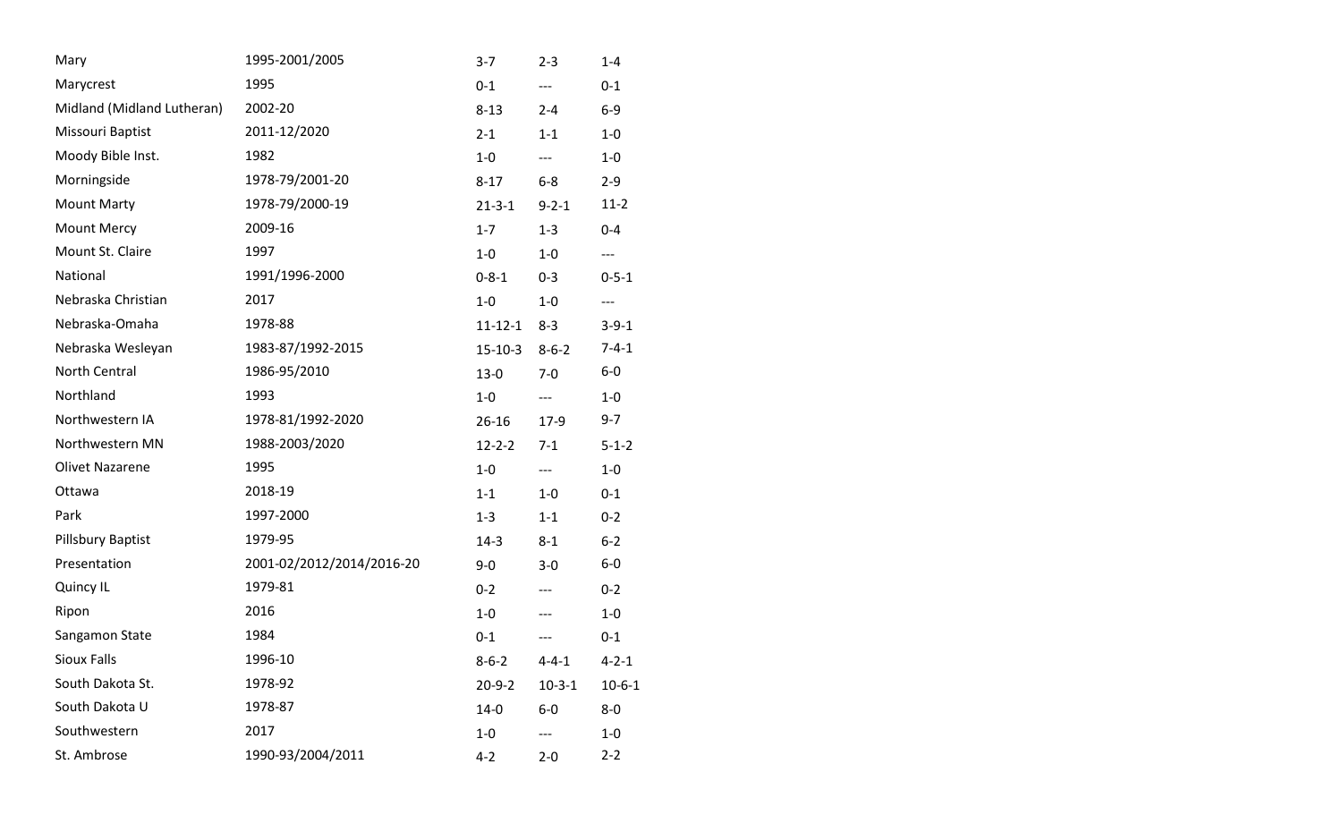| | | | | |
|---|---|---|---|---|
| Mary | 1995-2001/2005 | 3-7 | 2-3 | 1-4 |
| Marycrest | 1995 | 0-1 | --- | 0-1 |
| Midland (Midland Lutheran) | 2002-20 | 8-13 | 2-4 | 6-9 |
| Missouri Baptist | 2011-12/2020 | 2-1 | 1-1 | 1-0 |
| Moody Bible Inst. | 1982 | 1-0 | --- | 1-0 |
| Morningside | 1978-79/2001-20 | 8-17 | 6-8 | 2-9 |
| Mount Marty | 1978-79/2000-19 | 21-3-1 | 9-2-1 | 11-2 |
| Mount Mercy | 2009-16 | 1-7 | 1-3 | 0-4 |
| Mount St. Claire | 1997 | 1-0 | 1-0 | --- |
| National | 1991/1996-2000 | 0-8-1 | 0-3 | 0-5-1 |
| Nebraska Christian | 2017 | 1-0 | 1-0 | --- |
| Nebraska-Omaha | 1978-88 | 11-12-1 | 8-3 | 3-9-1 |
| Nebraska Wesleyan | 1983-87/1992-2015 | 15-10-3 | 8-6-2 | 7-4-1 |
| North Central | 1986-95/2010 | 13-0 | 7-0 | 6-0 |
| Northland | 1993 | 1-0 | --- | 1-0 |
| Northwestern IA | 1978-81/1992-2020 | 26-16 | 17-9 | 9-7 |
| Northwestern MN | 1988-2003/2020 | 12-2-2 | 7-1 | 5-1-2 |
| Olivet Nazarene | 1995 | 1-0 | --- | 1-0 |
| Ottawa | 2018-19 | 1-1 | 1-0 | 0-1 |
| Park | 1997-2000 | 1-3 | 1-1 | 0-2 |
| Pillsbury Baptist | 1979-95 | 14-3 | 8-1 | 6-2 |
| Presentation | 2001-02/2012/2014/2016-20 | 9-0 | 3-0 | 6-0 |
| Quincy IL | 1979-81 | 0-2 | --- | 0-2 |
| Ripon | 2016 | 1-0 | --- | 1-0 |
| Sangamon State | 1984 | 0-1 | --- | 0-1 |
| Sioux Falls | 1996-10 | 8-6-2 | 4-4-1 | 4-2-1 |
| South Dakota St. | 1978-92 | 20-9-2 | 10-3-1 | 10-6-1 |
| South Dakota U | 1978-87 | 14-0 | 6-0 | 8-0 |
| Southwestern | 2017 | 1-0 | --- | 1-0 |
| St. Ambrose | 1990-93/2004/2011 | 4-2 | 2-0 | 2-2 |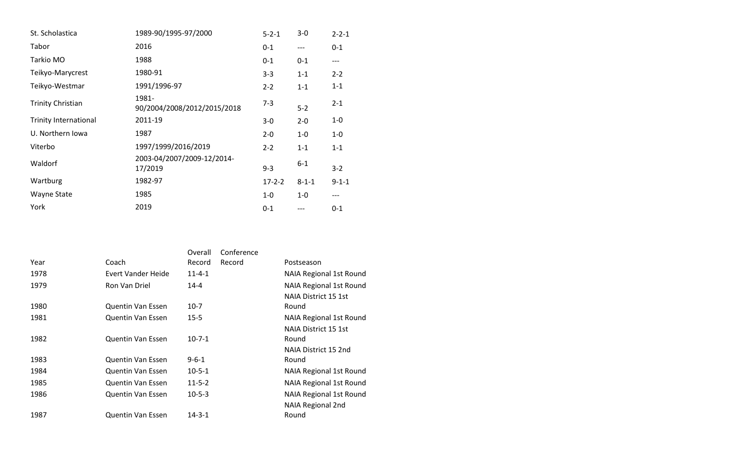| | | | | |
|---|---|---|---|---|
| St. Scholastica | 1989-90/1995-97/2000 | 5-2-1 | 3-0 | 2-2-1 |
| Tabor | 2016 | 0-1 | --- | 0-1 |
| Tarkio MO | 1988 | 0-1 | 0-1 | --- |
| Teikyo-Marycrest | 1980-91 | 3-3 | 1-1 | 2-2 |
| Teikyo-Westmar | 1991/1996-97 | 2-2 | 1-1 | 1-1 |
| Trinity Christian | 1981-90/2004/2008/2012/2015/2018 | 7-3 | 5-2 | 2-1 |
| Trinity International | 2011-19 | 3-0 | 2-0 | 1-0 |
| U. Northern Iowa | 1987 | 2-0 | 1-0 | 1-0 |
| Viterbo | 1997/1999/2016/2019 | 2-2 | 1-1 | 1-1 |
| Waldorf | 2003-04/2007/2009-12/2014-17/2019 | 9-3 | 6-1 | 3-2 |
| Wartburg | 1982-97 | 17-2-2 | 8-1-1 | 9-1-1 |
| Wayne State | 1985 | 1-0 | 1-0 | --- |
| York | 2019 | 0-1 | --- | 0-1 |

| Year | Coach | Overall Record | Conference Record | Postseason |
|---|---|---|---|---|
| 1978 | Evert Vander Heide | 11-4-1 | | NAIA Regional 1st Round |
| 1979 | Ron Van Driel | 14-4 | | NAIA Regional 1st Round |
| 1980 | Quentin Van Essen | 10-7 | | NAIA District 15 1st Round |
| 1981 | Quentin Van Essen | 15-5 | | NAIA Regional 1st Round |
| 1982 | Quentin Van Essen | 10-7-1 | | NAIA District 15 1st Round |
| 1983 | Quentin Van Essen | 9-6-1 | | NAIA District 15 2nd Round |
| 1984 | Quentin Van Essen | 10-5-1 | | NAIA Regional 1st Round |
| 1985 | Quentin Van Essen | 11-5-2 | | NAIA Regional 1st Round |
| 1986 | Quentin Van Essen | 10-5-3 | | NAIA Regional 1st Round |
| 1987 | Quentin Van Essen | 14-3-1 | | NAIA Regional 2nd Round |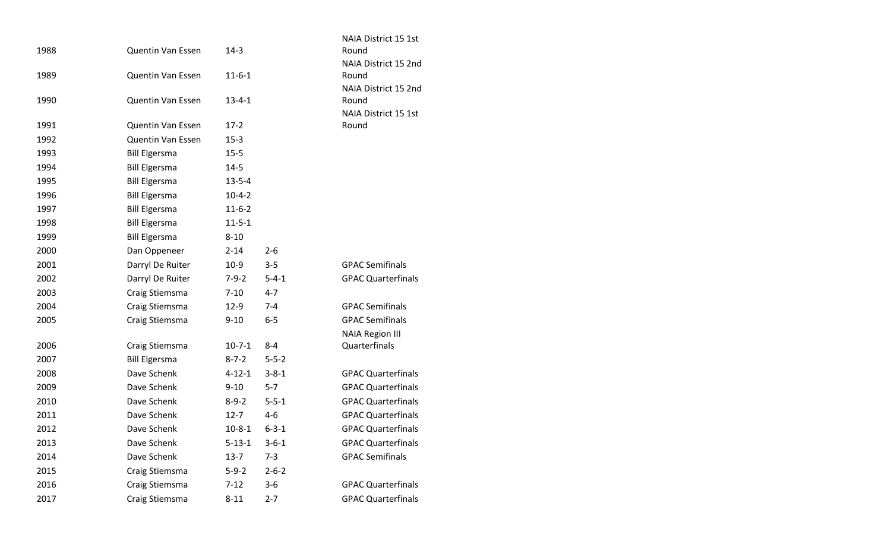| | | | | |
|---|---|---|---|---|
| 1988 | Quentin Van Essen | 14-3 | | NAIA District 15 1st Round |
| 1989 | Quentin Van Essen | 11-6-1 | | NAIA District 15 2nd Round |
| 1990 | Quentin Van Essen | 13-4-1 | | NAIA District 15 2nd Round |
| 1991 | Quentin Van Essen | 17-2 | | NAIA District 15 1st Round |
| 1992 | Quentin Van Essen | 15-3 | | |
| 1993 | Bill Elgersma | 15-5 | | |
| 1994 | Bill Elgersma | 14-5 | | |
| 1995 | Bill Elgersma | 13-5-4 | | |
| 1996 | Bill Elgersma | 10-4-2 | | |
| 1997 | Bill Elgersma | 11-6-2 | | |
| 1998 | Bill Elgersma | 11-5-1 | | |
| 1999 | Bill Elgersma | 8-10 | | |
| 2000 | Dan Oppeneer | 2-14 | 2-6 | |
| 2001 | Darryl De Ruiter | 10-9 | 3-5 | GPAC Semifinals |
| 2002 | Darryl De Ruiter | 7-9-2 | 5-4-1 | GPAC Quarterfinals |
| 2003 | Craig Stiemsma | 7-10 | 4-7 | |
| 2004 | Craig Stiemsma | 12-9 | 7-4 | GPAC Semifinals |
| 2005 | Craig Stiemsma | 9-10 | 6-5 | GPAC Semifinals |
| 2006 | Craig Stiemsma | 10-7-1 | 8-4 | NAIA Region III Quarterfinals |
| 2007 | Bill Elgersma | 8-7-2 | 5-5-2 | |
| 2008 | Dave Schenk | 4-12-1 | 3-8-1 | GPAC Quarterfinals |
| 2009 | Dave Schenk | 9-10 | 5-7 | GPAC Quarterfinals |
| 2010 | Dave Schenk | 8-9-2 | 5-5-1 | GPAC Quarterfinals |
| 2011 | Dave Schenk | 12-7 | 4-6 | GPAC Quarterfinals |
| 2012 | Dave Schenk | 10-8-1 | 6-3-1 | GPAC Quarterfinals |
| 2013 | Dave Schenk | 5-13-1 | 3-6-1 | GPAC Quarterfinals |
| 2014 | Dave Schenk | 13-7 | 7-3 | GPAC Semifinals |
| 2015 | Craig Stiemsma | 5-9-2 | 2-6-2 | |
| 2016 | Craig Stiemsma | 7-12 | 3-6 | GPAC Quarterfinals |
| 2017 | Craig Stiemsma | 8-11 | 2-7 | GPAC Quarterfinals |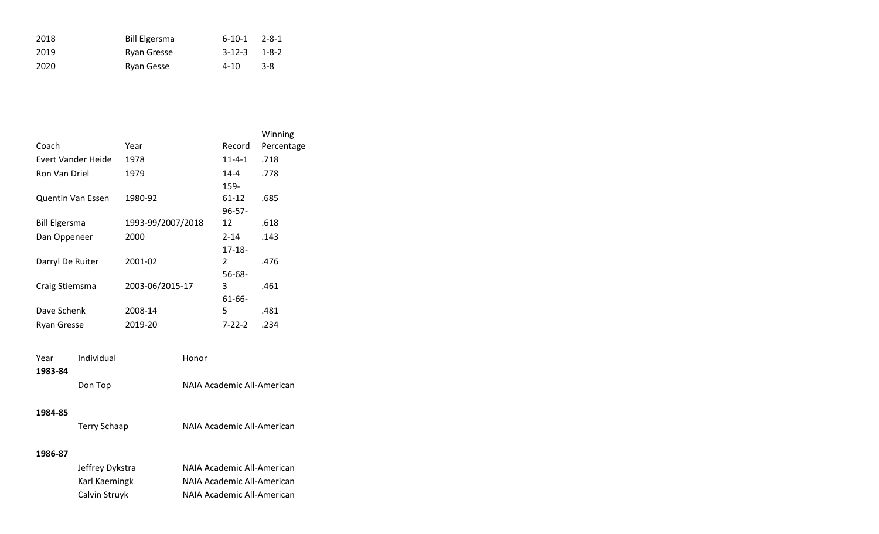| | | | |
|---|---|---|---|
| 2018 | Bill Elgersma | 6-10-1 | 2-8-1 |
| 2019 | Ryan Gresse | 3-12-3 | 1-8-2 |
| 2020 | Ryan Gesse | 4-10 | 3-8 |

| Coach | Year | Record | Winning Percentage |
|---|---|---|---|
| Evert Vander Heide | 1978 | 11-4-1 | .718 |
| Ron Van Driel | 1979 | 14-4 | .778 |
| Quentin Van Essen | 1980-92 | 159-61-12 | .685 |
| Bill Elgersma | 1993-99/2007/2018 | 96-57-12 | .618 |
| Dan Oppeneer | 2000 | 2-14 | .143 |
| Darryl De Ruiter | 2001-02 | 17-18-2 | .476 |
| Craig Stiemsma | 2003-06/2015-17 | 56-68-3 | .461 |
| Dave Schenk | 2008-14 | 61-66-5 | .481 |
| Ryan Gresse | 2019-20 | 7-22-2 | .234 |

| Year | Individual | Honor |
|---|---|---|
| **1983-84** | | |
| | Don Top | NAIA Academic All-American |
| **1984-85** | | |
| | Terry Schaap | NAIA Academic All-American |
| **1986-87** | | |
| | Jeffrey Dykstra | NAIA Academic All-American |
| | Karl Kaemingk | NAIA Academic All-American |
| | Calvin Struyk | NAIA Academic All-American |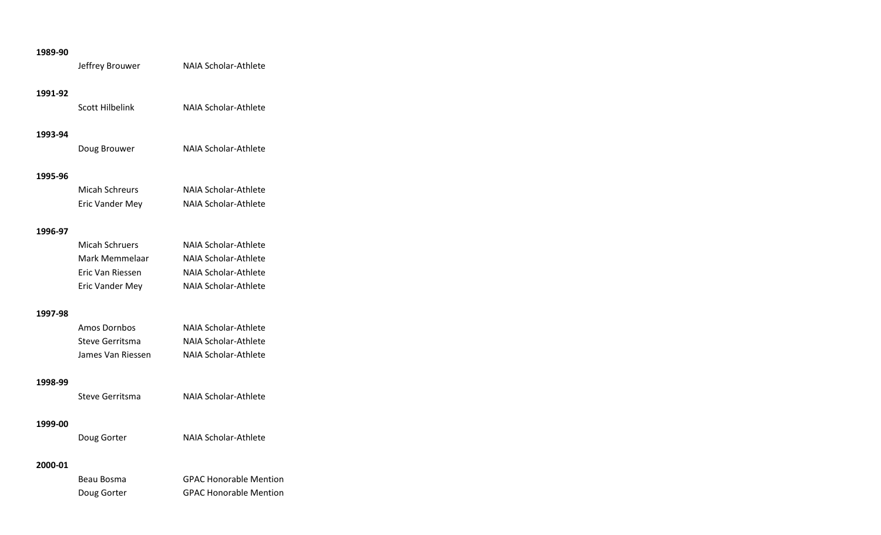**1989-90**

| | |
|---|---|
| Jeffrey Brouwer | NAIA Scholar-Athlete |

**1991-92**

| | |
|---|---|
| Scott Hilbelink | NAIA Scholar-Athlete |

**1993-94**

| | |
|---|---|
| Doug Brouwer | NAIA Scholar-Athlete |

**1995-96**

| | |
|---|---|
| Micah Schreurs | NAIA Scholar-Athlete |
| Eric Vander Mey | NAIA Scholar-Athlete |

**1996-97**

| | |
|---|---|
| Micah Schruers | NAIA Scholar-Athlete |
| Mark Memmelaar | NAIA Scholar-Athlete |
| Eric Van Riessen | NAIA Scholar-Athlete |
| Eric Vander Mey | NAIA Scholar-Athlete |

**1997-98**

| | |
|---|---|
| Amos Dornbos | NAIA Scholar-Athlete |
| Steve Gerritsma | NAIA Scholar-Athlete |
| James Van Riessen | NAIA Scholar-Athlete |

**1998-99**

| | |
|---|---|
| Steve Gerritsma | NAIA Scholar-Athlete |

**1999-00**

| | |
|---|---|
| Doug Gorter | NAIA Scholar-Athlete |

**2000-01**

| | |
|---|---|
| Beau Bosma | GPAC Honorable Mention |
| Doug Gorter | GPAC Honorable Mention |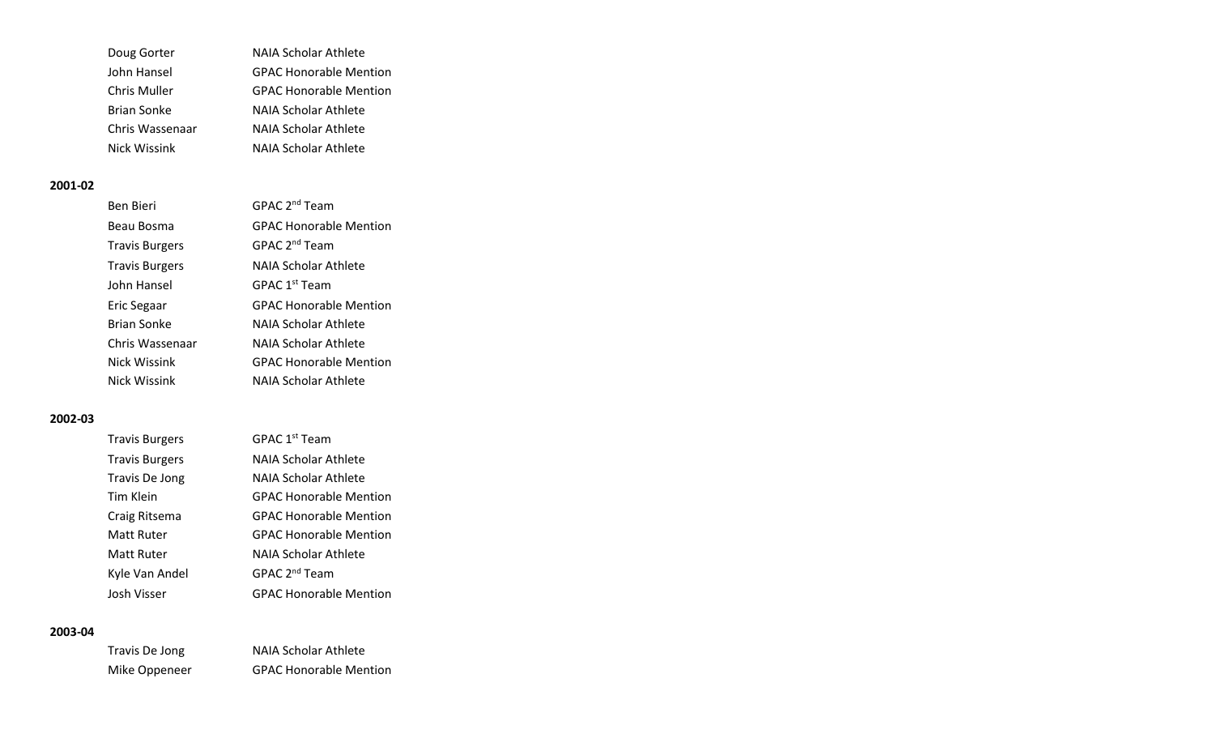| | |
|---|---|
| Doug Gorter | NAIA Scholar Athlete |
| John Hansel | GPAC Honorable Mention |
| Chris Muller | GPAC Honorable Mention |
| Brian Sonke | NAIA Scholar Athlete |
| Chris Wassenaar | NAIA Scholar Athlete |
| Nick Wissink | NAIA Scholar Athlete |

**2001-02**

| | |
|---|---|
| Ben Bieri | GPAC 2nd Team |
| Beau Bosma | GPAC Honorable Mention |
| Travis Burgers | GPAC 2nd Team |
| Travis Burgers | NAIA Scholar Athlete |
| John Hansel | GPAC 1st Team |
| Eric Segaar | GPAC Honorable Mention |
| Brian Sonke | NAIA Scholar Athlete |
| Chris Wassenaar | NAIA Scholar Athlete |
| Nick Wissink | GPAC Honorable Mention |
| Nick Wissink | NAIA Scholar Athlete |

**2002-03**

| | |
|---|---|
| Travis Burgers | GPAC 1st Team |
| Travis Burgers | NAIA Scholar Athlete |
| Travis De Jong | NAIA Scholar Athlete |
| Tim Klein | GPAC Honorable Mention |
| Craig Ritsema | GPAC Honorable Mention |
| Matt Ruter | GPAC Honorable Mention |
| Matt Ruter | NAIA Scholar Athlete |
| Kyle Van Andel | GPAC 2nd Team |
| Josh Visser | GPAC Honorable Mention |

**2003-04**

| | |
|---|---|
| Travis De Jong | NAIA Scholar Athlete |
| Mike Oppeneer | GPAC Honorable Mention |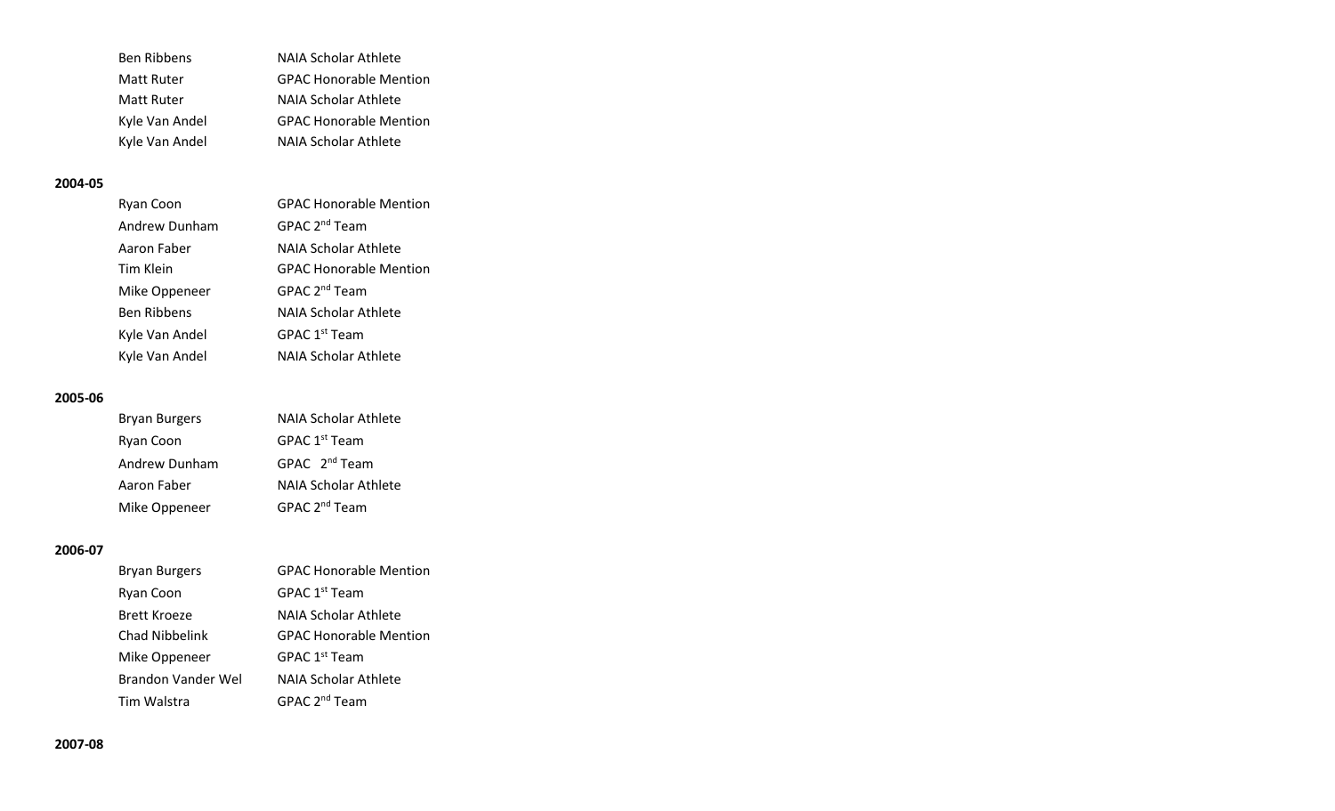| | |
|---|---|
| Ben Ribbens | NAIA Scholar Athlete |
| Matt Ruter | GPAC Honorable Mention |
| Matt Ruter | NAIA Scholar Athlete |
| Kyle Van Andel | GPAC Honorable Mention |
| Kyle Van Andel | NAIA Scholar Athlete |

**2004-05**

| | |
|---|---|
| Ryan Coon | GPAC Honorable Mention |
| Andrew Dunham | GPAC 2nd Team |
| Aaron Faber | NAIA Scholar Athlete |
| Tim Klein | GPAC Honorable Mention |
| Mike Oppeneer | GPAC 2nd Team |
| Ben Ribbens | NAIA Scholar Athlete |
| Kyle Van Andel | GPAC 1st Team |
| Kyle Van Andel | NAIA Scholar Athlete |

**2005-06**

| | |
|---|---|
| Bryan Burgers | NAIA Scholar Athlete |
| Ryan Coon | GPAC 1st Team |
| Andrew Dunham | GPAC 2nd Team |
| Aaron Faber | NAIA Scholar Athlete |
| Mike Oppeneer | GPAC 2nd Team |

**2006-07**

| | |
|---|---|
| Bryan Burgers | GPAC Honorable Mention |
| Ryan Coon | GPAC 1st Team |
| Brett Kroeze | NAIA Scholar Athlete |
| Chad Nibbelink | GPAC Honorable Mention |
| Mike Oppeneer | GPAC 1st Team |
| Brandon Vander Wel | NAIA Scholar Athlete |
| Tim Walstra | GPAC 2nd Team |

**2007-08**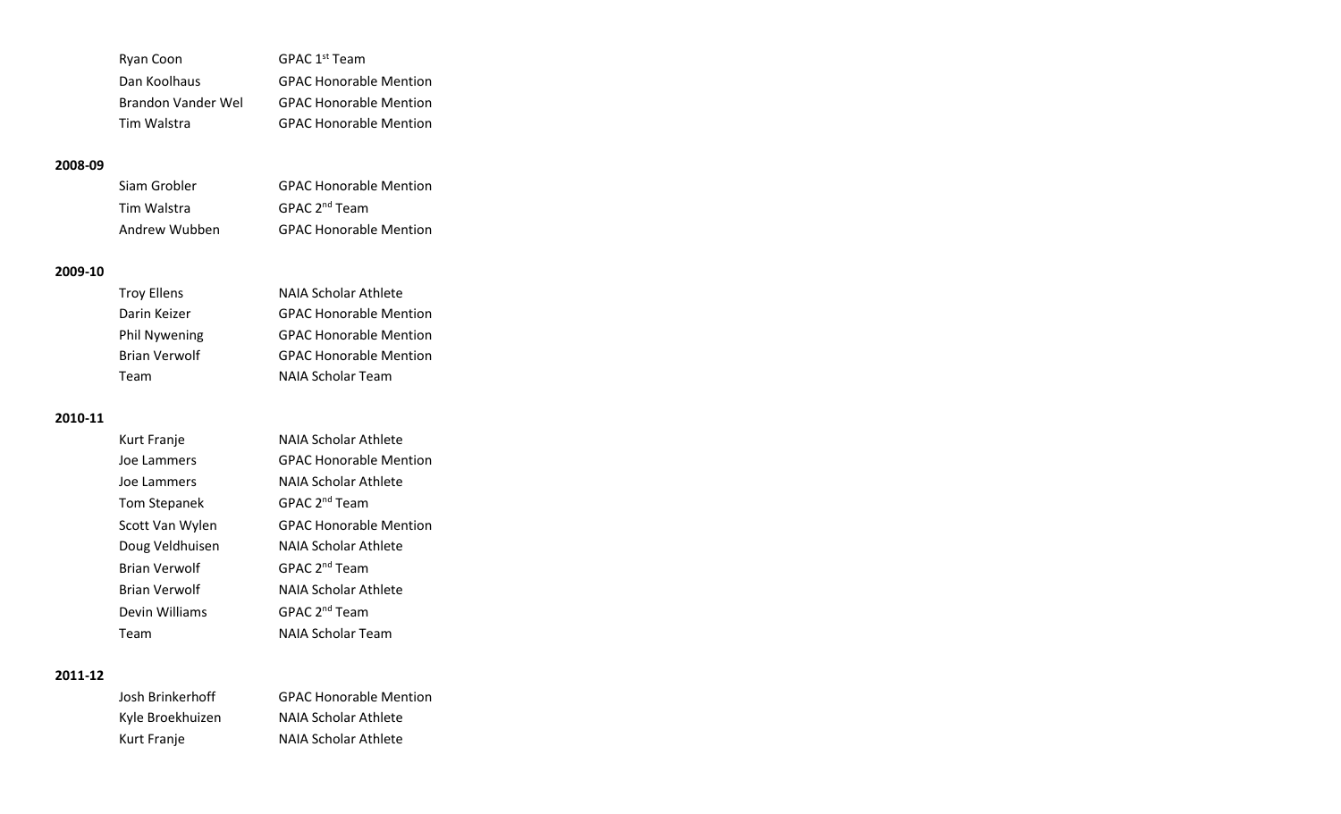| | |
|---|---|
| Ryan Coon | GPAC 1st Team |
| Dan Koolhaus | GPAC Honorable Mention |
| Brandon Vander Wel | GPAC Honorable Mention |
| Tim Walstra | GPAC Honorable Mention |

**2008-09**

| | |
|---|---|
| Siam Grobler | GPAC Honorable Mention |
| Tim Walstra | GPAC 2nd Team |
| Andrew Wubben | GPAC Honorable Mention |

**2009-10**

| | |
|---|---|
| Troy Ellens | NAIA Scholar Athlete |
| Darin Keizer | GPAC Honorable Mention |
| Phil Nywening | GPAC Honorable Mention |
| Brian Verwolf | GPAC Honorable Mention |
| Team | NAIA Scholar Team |

**2010-11**

| | |
|---|---|
| Kurt Franje | NAIA Scholar Athlete |
| Joe Lammers | GPAC Honorable Mention |
| Joe Lammers | NAIA Scholar Athlete |
| Tom Stepanek | GPAC 2nd Team |
| Scott Van Wylen | GPAC Honorable Mention |
| Doug Veldhuisen | NAIA Scholar Athlete |
| Brian Verwolf | GPAC 2nd Team |
| Brian Verwolf | NAIA Scholar Athlete |
| Devin Williams | GPAC 2nd Team |
| Team | NAIA Scholar Team |

**2011-12**

| | |
|---|---|
| Josh Brinkerhoff | GPAC Honorable Mention |
| Kyle Broekhuizen | NAIA Scholar Athlete |
| Kurt Franje | NAIA Scholar Athlete |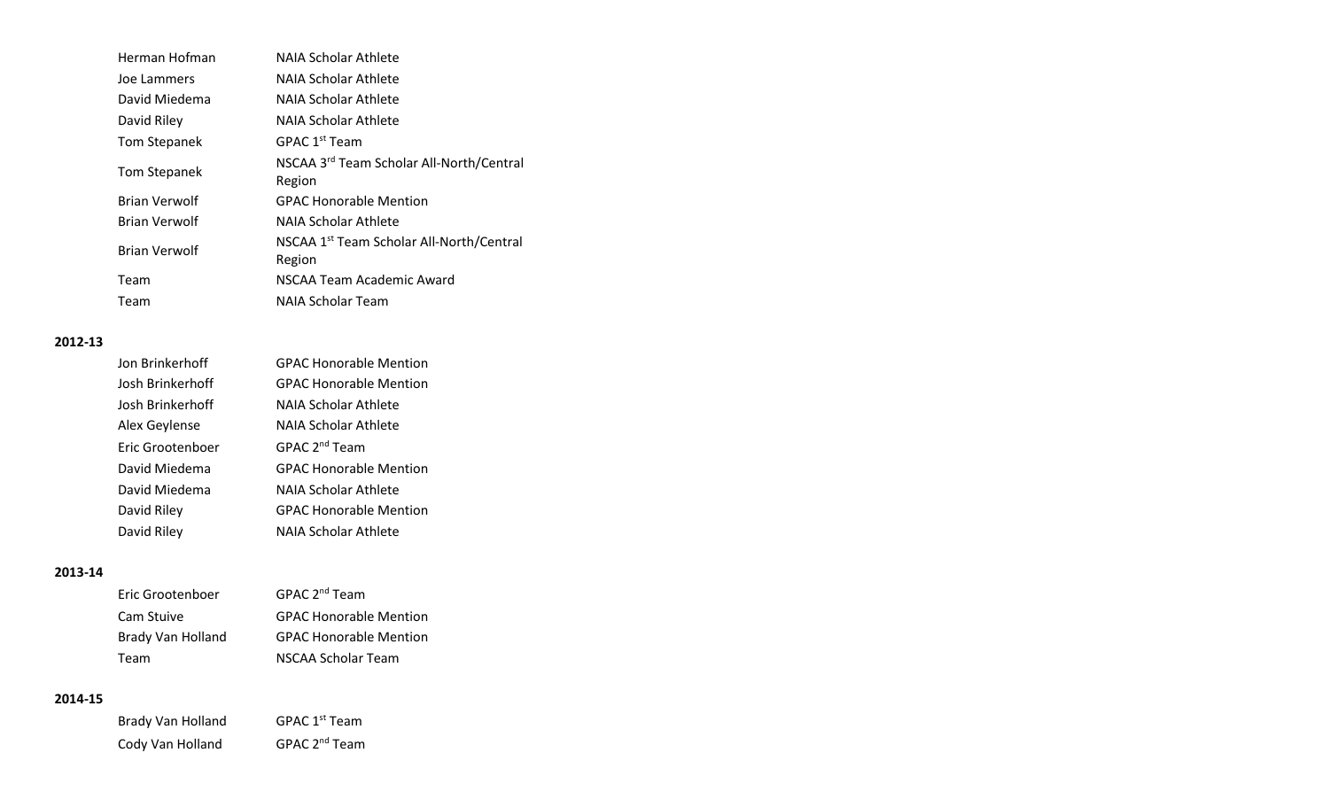| | |
|---|---|
| Herman Hofman | NAIA Scholar Athlete |
| Joe Lammers | NAIA Scholar Athlete |
| David Miedema | NAIA Scholar Athlete |
| David Riley | NAIA Scholar Athlete |
| Tom Stepanek | GPAC 1st Team |
| Tom Stepanek | NSCAA 3rd Team Scholar All-North/Central Region |
| Brian Verwolf | GPAC Honorable Mention |
| Brian Verwolf | NAIA Scholar Athlete |
| Brian Verwolf | NSCAA 1st Team Scholar All-North/Central Region |
| Team | NSCAA Team Academic Award |
| Team | NAIA Scholar Team |

**2012-13**

| | |
|---|---|
| Jon Brinkerhoff | GPAC Honorable Mention |
| Josh Brinkerhoff | GPAC Honorable Mention |
| Josh Brinkerhoff | NAIA Scholar Athlete |
| Alex Geylense | NAIA Scholar Athlete |
| Eric Grootenboer | GPAC 2nd Team |
| David Miedema | GPAC Honorable Mention |
| David Miedema | NAIA Scholar Athlete |
| David Riley | GPAC Honorable Mention |
| David Riley | NAIA Scholar Athlete |

**2013-14**

| | |
|---|---|
| Eric Grootenboer | GPAC 2nd Team |
| Cam Stuive | GPAC Honorable Mention |
| Brady Van Holland | GPAC Honorable Mention |
| Team | NSCAA Scholar Team |

**2014-15**

| | |
|---|---|
| Brady Van Holland | GPAC 1st Team |
| Cody Van Holland | GPAC 2nd Team |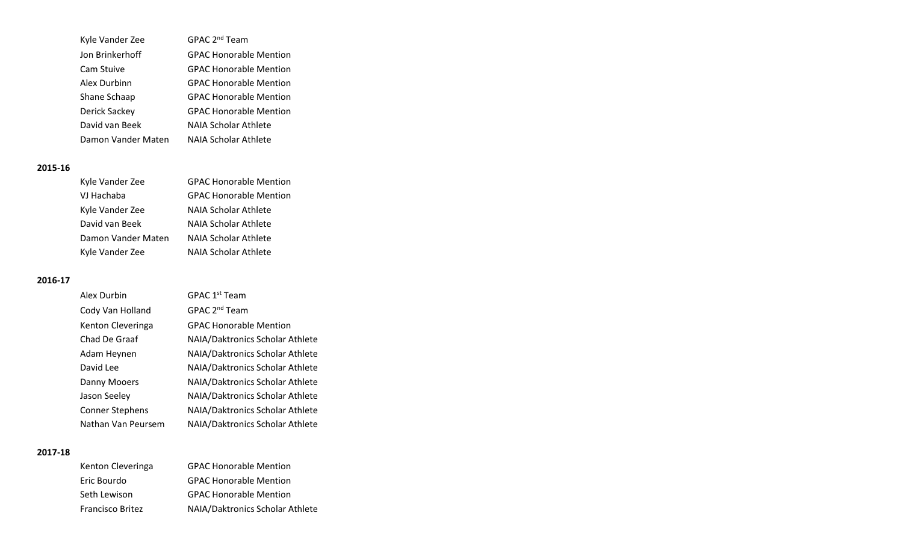| | |
|---|---|
| Kyle Vander Zee | GPAC 2nd Team |
| Jon Brinkerhoff | GPAC Honorable Mention |
| Cam Stuive | GPAC Honorable Mention |
| Alex Durbinn | GPAC Honorable Mention |
| Shane Schaap | GPAC Honorable Mention |
| Derick Sackey | GPAC Honorable Mention |
| David van Beek | NAIA Scholar Athlete |
| Damon Vander Maten | NAIA Scholar Athlete |

**2015-16**

| | |
|---|---|
| Kyle Vander Zee | GPAC Honorable Mention |
| VJ Hachaba | GPAC Honorable Mention |
| Kyle Vander Zee | NAIA Scholar Athlete |
| David van Beek | NAIA Scholar Athlete |
| Damon Vander Maten | NAIA Scholar Athlete |
| Kyle Vander Zee | NAIA Scholar Athlete |

**2016-17**

| | |
|---|---|
| Alex Durbin | GPAC 1st Team |
| Cody Van Holland | GPAC 2nd Team |
| Kenton Cleveringa | GPAC Honorable Mention |
| Chad De Graaf | NAIA/Daktronics Scholar Athlete |
| Adam Heynen | NAIA/Daktronics Scholar Athlete |
| David Lee | NAIA/Daktronics Scholar Athlete |
| Danny Mooers | NAIA/Daktronics Scholar Athlete |
| Jason Seeley | NAIA/Daktronics Scholar Athlete |
| Conner Stephens | NAIA/Daktronics Scholar Athlete |
| Nathan Van Peursem | NAIA/Daktronics Scholar Athlete |

**2017-18**

| | |
|---|---|
| Kenton Cleveringa | GPAC Honorable Mention |
| Eric Bourdo | GPAC Honorable Mention |
| Seth Lewison | GPAC Honorable Mention |
| Francisco Britez | NAIA/Daktronics Scholar Athlete |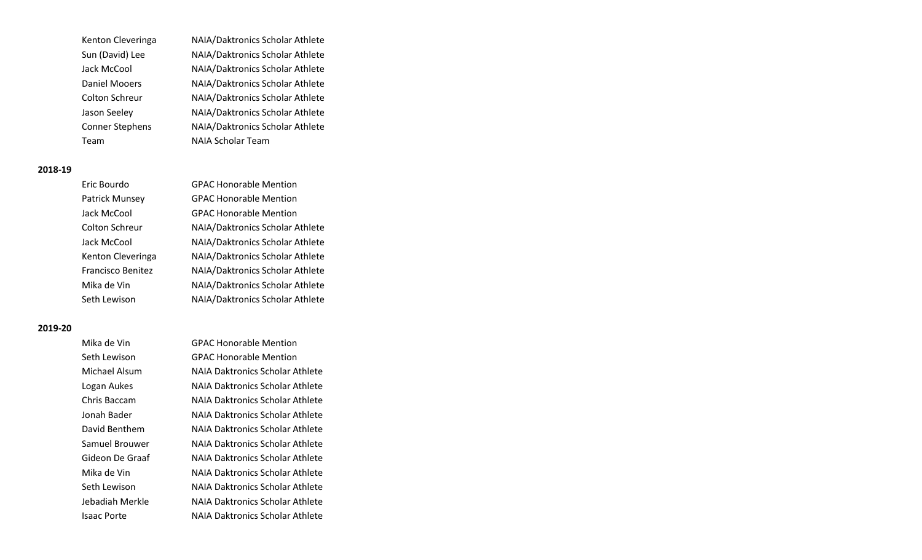| | |
|---|---|
| Kenton Cleveringa | NAIA/Daktronics Scholar Athlete |
| Sun (David) Lee | NAIA/Daktronics Scholar Athlete |
| Jack McCool | NAIA/Daktronics Scholar Athlete |
| Daniel Mooers | NAIA/Daktronics Scholar Athlete |
| Colton Schreur | NAIA/Daktronics Scholar Athlete |
| Jason Seeley | NAIA/Daktronics Scholar Athlete |
| Conner Stephens | NAIA/Daktronics Scholar Athlete |
| Team | NAIA Scholar Team |

**2018-19**

| | |
|---|---|
| Eric Bourdo | GPAC Honorable Mention |
| Patrick Munsey | GPAC Honorable Mention |
| Jack McCool | GPAC Honorable Mention |
| Colton Schreur | NAIA/Daktronics Scholar Athlete |
| Jack McCool | NAIA/Daktronics Scholar Athlete |
| Kenton Cleveringa | NAIA/Daktronics Scholar Athlete |
| Francisco Benitez | NAIA/Daktronics Scholar Athlete |
| Mika de Vin | NAIA/Daktronics Scholar Athlete |
| Seth Lewison | NAIA/Daktronics Scholar Athlete |

**2019-20**

| | |
|---|---|
| Mika de Vin | GPAC Honorable Mention |
| Seth Lewison | GPAC Honorable Mention |
| Michael Alsum | NAIA Daktronics Scholar Athlete |
| Logan Aukes | NAIA Daktronics Scholar Athlete |
| Chris Baccam | NAIA Daktronics Scholar Athlete |
| Jonah Bader | NAIA Daktronics Scholar Athlete |
| David Benthem | NAIA Daktronics Scholar Athlete |
| Samuel Brouwer | NAIA Daktronics Scholar Athlete |
| Gideon De Graaf | NAIA Daktronics Scholar Athlete |
| Mika de Vin | NAIA Daktronics Scholar Athlete |
| Seth Lewison | NAIA Daktronics Scholar Athlete |
| Jebadiah Merkle | NAIA Daktronics Scholar Athlete |
| Isaac Porte | NAIA Daktronics Scholar Athlete |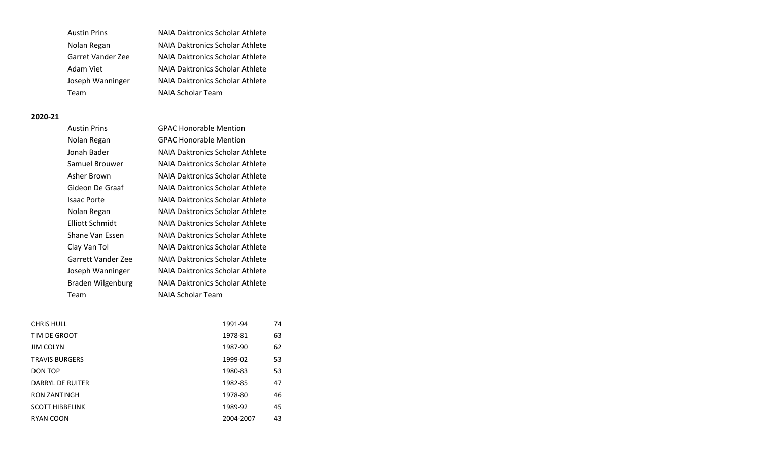| | |
|---|---|
| Austin Prins | NAIA Daktronics Scholar Athlete |
| Nolan Regan | NAIA Daktronics Scholar Athlete |
| Garret Vander Zee | NAIA Daktronics Scholar Athlete |
| Adam Viet | NAIA Daktronics Scholar Athlete |
| Joseph Wanninger | NAIA Daktronics Scholar Athlete |
| Team | NAIA Scholar Team |

**2020-21**

| | |
|---|---|
| Austin Prins | GPAC Honorable Mention |
| Nolan Regan | GPAC Honorable Mention |
| Jonah Bader | NAIA Daktronics Scholar Athlete |
| Samuel Brouwer | NAIA Daktronics Scholar Athlete |
| Asher Brown | NAIA Daktronics Scholar Athlete |
| Gideon De Graaf | NAIA Daktronics Scholar Athlete |
| Isaac Porte | NAIA Daktronics Scholar Athlete |
| Nolan Regan | NAIA Daktronics Scholar Athlete |
| Elliott Schmidt | NAIA Daktronics Scholar Athlete |
| Shane Van Essen | NAIA Daktronics Scholar Athlete |
| Clay Van Tol | NAIA Daktronics Scholar Athlete |
| Garrett Vander Zee | NAIA Daktronics Scholar Athlete |
| Joseph Wanninger | NAIA Daktronics Scholar Athlete |
| Braden Wilgenburg | NAIA Daktronics Scholar Athlete |
| Team | NAIA Scholar Team |

| | | |
|---|---|---|
| CHRIS HULL | 1991-94 | 74 |
| TIM DE GROOT | 1978-81 | 63 |
| JIM COLYN | 1987-90 | 62 |
| TRAVIS BURGERS | 1999-02 | 53 |
| DON TOP | 1980-83 | 53 |
| DARRYL DE RUITER | 1982-85 | 47 |
| RON ZANTINGH | 1978-80 | 46 |
| SCOTT HIBBELINK | 1989-92 | 45 |
| RYAN COON | 2004-2007 | 43 |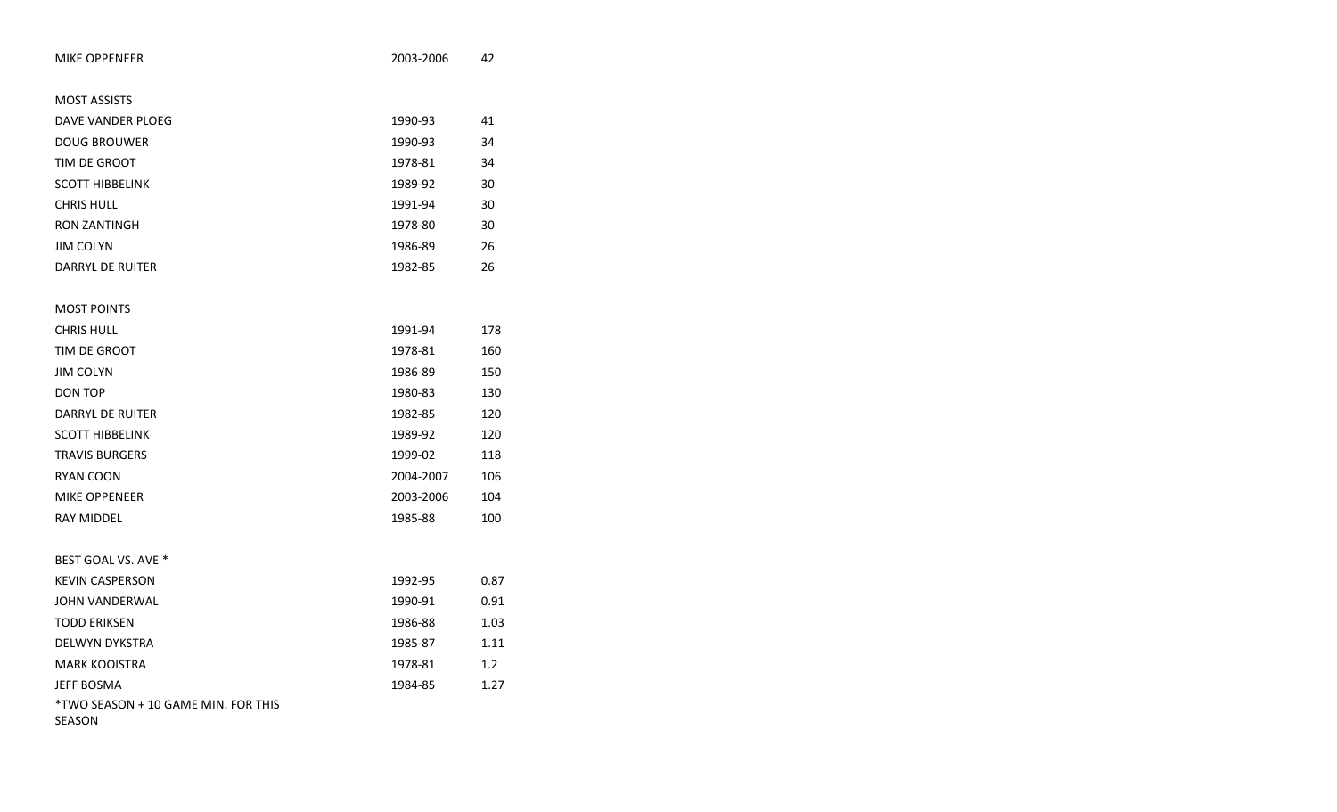| MIKE OPPENEER | 2003-2006 | 42 |
|---|---|---|

MOST ASSISTS

| | | |
|---|---|---|
| DAVE VANDER PLOEG | 1990-93 | 41 |
| DOUG BROUWER | 1990-93 | 34 |
| TIM DE GROOT | 1978-81 | 34 |
| SCOTT HIBBELINK | 1989-92 | 30 |
| CHRIS HULL | 1991-94 | 30 |
| RON ZANTINGH | 1978-80 | 30 |
| JIM COLYN | 1986-89 | 26 |
| DARRYL DE RUITER | 1982-85 | 26 |

MOST POINTS

| | | |
|---|---|---|
| CHRIS HULL | 1991-94 | 178 |
| TIM DE GROOT | 1978-81 | 160 |
| JIM COLYN | 1986-89 | 150 |
| DON TOP | 1980-83 | 130 |
| DARRYL DE RUITER | 1982-85 | 120 |
| SCOTT HIBBELINK | 1989-92 | 120 |
| TRAVIS BURGERS | 1999-02 | 118 |
| RYAN COON | 2004-2007 | 106 |
| MIKE OPPENEER | 2003-2006 | 104 |
| RAY MIDDEL | 1985-88 | 100 |

BEST GOAL VS. AVE *

| | | |
|---|---|---|
| KEVIN CASPERSON | 1992-95 | 0.87 |
| JOHN VANDERWAL | 1990-91 | 0.91 |
| TODD ERIKSEN | 1986-88 | 1.03 |
| DELWYN DYKSTRA | 1985-87 | 1.11 |
| MARK KOOISTRA | 1978-81 | 1.2 |
| JEFF BOSMA | 1984-85 | 1.27 |

*TWO SEASON + 10 GAME MIN. FOR THIS SEASON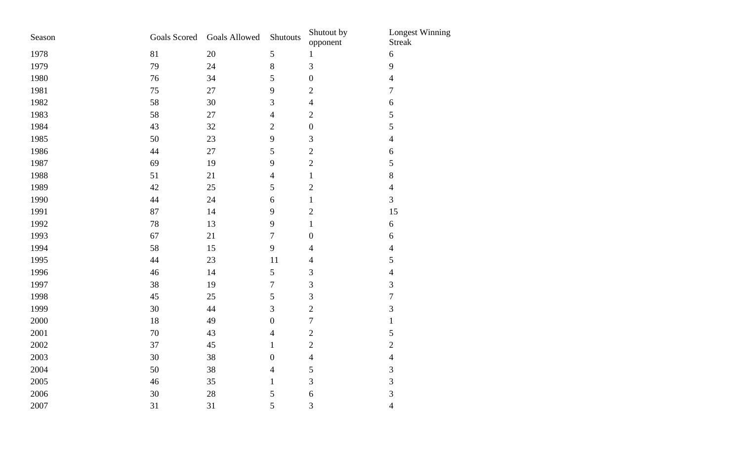| Season | Goals Scored | Goals Allowed | Shutouts | Shutout by opponent | Longest Winning Streak |
|---|---|---|---|---|---|
| 1978 | 81 | 20 | 5 | 1 | 6 |
| 1979 | 79 | 24 | 8 | 3 | 9 |
| 1980 | 76 | 34 | 5 | 0 | 4 |
| 1981 | 75 | 27 | 9 | 2 | 7 |
| 1982 | 58 | 30 | 3 | 4 | 6 |
| 1983 | 58 | 27 | 4 | 2 | 5 |
| 1984 | 43 | 32 | 2 | 0 | 5 |
| 1985 | 50 | 23 | 9 | 3 | 4 |
| 1986 | 44 | 27 | 5 | 2 | 6 |
| 1987 | 69 | 19 | 9 | 2 | 5 |
| 1988 | 51 | 21 | 4 | 1 | 8 |
| 1989 | 42 | 25 | 5 | 2 | 4 |
| 1990 | 44 | 24 | 6 | 1 | 3 |
| 1991 | 87 | 14 | 9 | 2 | 15 |
| 1992 | 78 | 13 | 9 | 1 | 6 |
| 1993 | 67 | 21 | 7 | 0 | 6 |
| 1994 | 58 | 15 | 9 | 4 | 4 |
| 1995 | 44 | 23 | 11 | 4 | 5 |
| 1996 | 46 | 14 | 5 | 3 | 4 |
| 1997 | 38 | 19 | 7 | 3 | 3 |
| 1998 | 45 | 25 | 5 | 3 | 7 |
| 1999 | 30 | 44 | 3 | 2 | 3 |
| 2000 | 18 | 49 | 0 | 7 | 1 |
| 2001 | 70 | 43 | 4 | 2 | 5 |
| 2002 | 37 | 45 | 1 | 2 | 2 |
| 2003 | 30 | 38 | 0 | 4 | 4 |
| 2004 | 50 | 38 | 4 | 5 | 3 |
| 2005 | 46 | 35 | 1 | 3 | 3 |
| 2006 | 30 | 28 | 5 | 6 | 3 |
| 2007 | 31 | 31 | 5 | 3 | 4 |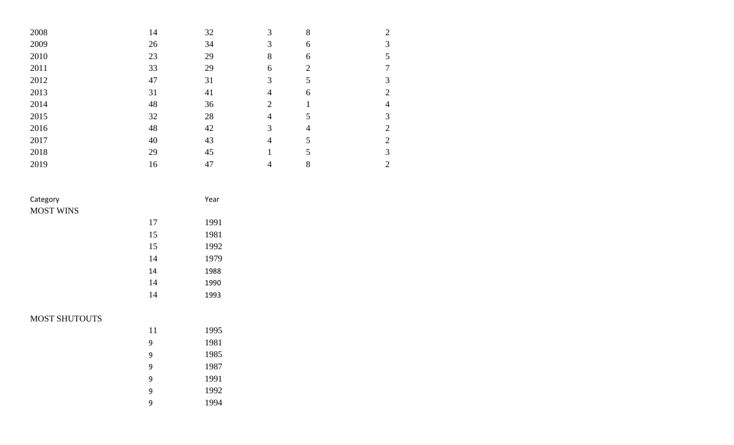| | | | | | |
|---|---|---|---|---|---|
| 2008 | 14 | 32 | 3 | 8 | 2 |
| 2009 | 26 | 34 | 3 | 6 | 3 |
| 2010 | 23 | 29 | 8 | 6 | 5 |
| 2011 | 33 | 29 | 6 | 2 | 7 |
| 2012 | 47 | 31 | 3 | 5 | 3 |
| 2013 | 31 | 41 | 4 | 6 | 2 |
| 2014 | 48 | 36 | 2 | 1 | 4 |
| 2015 | 32 | 28 | 4 | 5 | 3 |
| 2016 | 48 | 42 | 3 | 4 | 2 |
| 2017 | 40 | 43 | 4 | 5 | 2 |
| 2018 | 29 | 45 | 1 | 5 | 3 |
| 2019 | 16 | 47 | 4 | 8 | 2 |

| Category | | Year |
|---|---|---|
| MOST WINS | | |
| | 17 | 1991 |
| | 15 | 1981 |
| | 15 | 1992 |
| | 14 | 1979 |
| | 14 | 1988 |
| | 14 | 1990 |
| | 14 | 1993 |
| | | |
| MOST SHUTOUTS | | |
| | 11 | 1995 |
| | 9 | 1981 |
| | 9 | 1985 |
| | 9 | 1987 |
| | 9 | 1991 |
| | 9 | 1992 |
| | 9 | 1994 |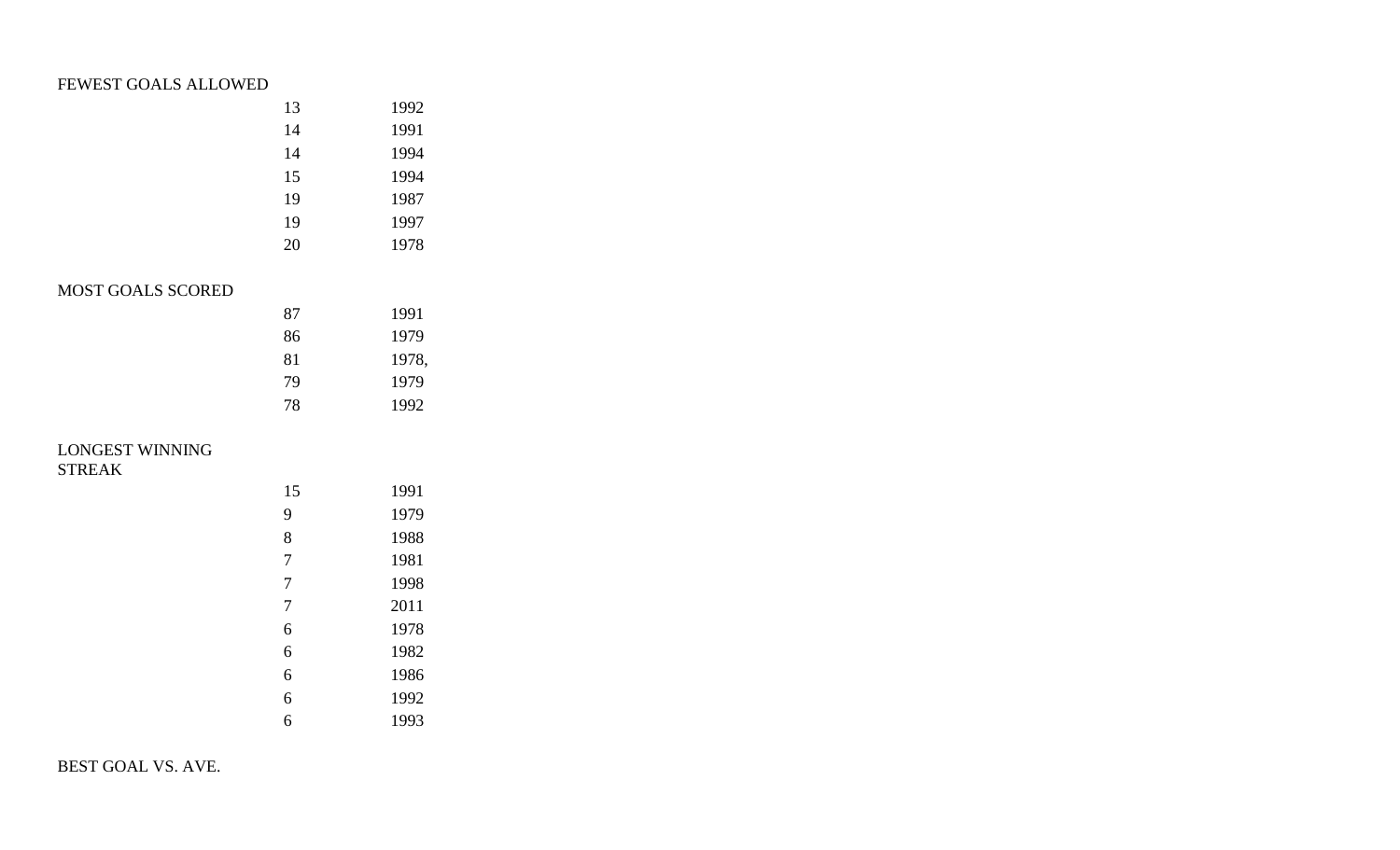FEWEST GOALS ALLOWED

| | |
|---|---|
| 13 | 1992 |
| 14 | 1991 |
| 14 | 1994 |
| 15 | 1994 |
| 19 | 1987 |
| 19 | 1997 |
| 20 | 1978 |

MOST GOALS SCORED

| | |
|---|---|
| 87 | 1991 |
| 86 | 1979 |
| 81 | 1978, |
| 79 | 1979 |
| 78 | 1992 |

LONGEST WINNING STREAK

| | |
|---|---|
| 15 | 1991 |
| 9 | 1979 |
| 8 | 1988 |
| 7 | 1981 |
| 7 | 1998 |
| 7 | 2011 |
| 6 | 1978 |
| 6 | 1982 |
| 6 | 1986 |
| 6 | 1992 |
| 6 | 1993 |

BEST GOAL VS. AVE.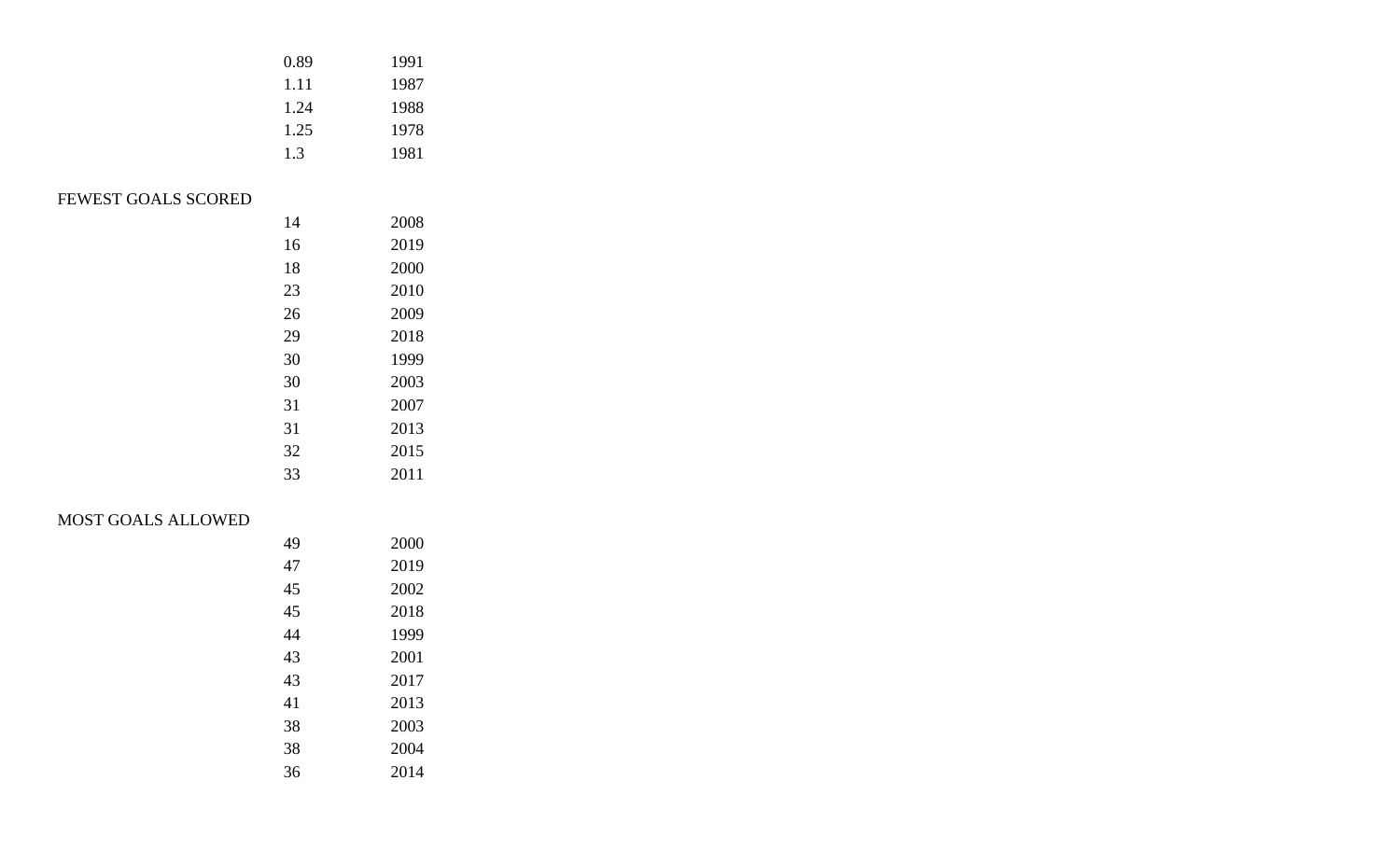| | | |
|---|---|---|
| | 0.89 | 1991 |
| | 1.11 | 1987 |
| | 1.24 | 1988 |
| | 1.25 | 1978 |
| | 1.3 | 1981 |

FEWEST GOALS SCORED

| | | |
|---|---|---|
| | 14 | 2008 |
| | 16 | 2019 |
| | 18 | 2000 |
| | 23 | 2010 |
| | 26 | 2009 |
| | 29 | 2018 |
| | 30 | 1999 |
| | 30 | 2003 |
| | 31 | 2007 |
| | 31 | 2013 |
| | 32 | 2015 |
| | 33 | 2011 |

MOST GOALS ALLOWED

| | | |
|---|---|---|
| | 49 | 2000 |
| | 47 | 2019 |
| | 45 | 2002 |
| | 45 | 2018 |
| | 44 | 1999 |
| | 43 | 2001 |
| | 43 | 2017 |
| | 41 | 2013 |
| | 38 | 2003 |
| | 38 | 2004 |
| | 36 | 2014 |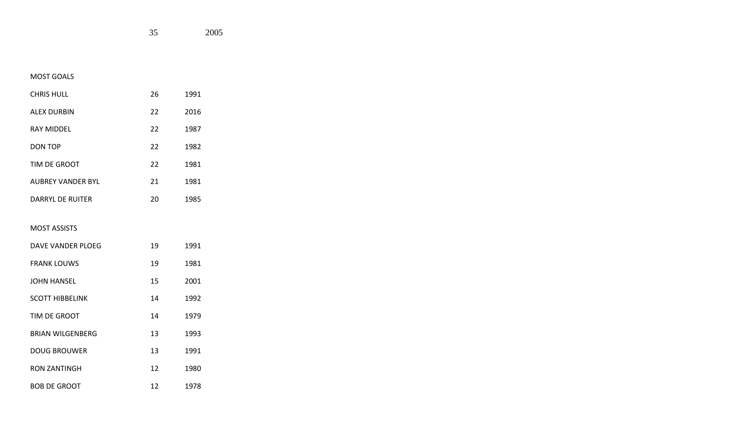| | 35 | 2005 |
|---|---|---|

MOST GOALS

| | | |
|---|---|---|
| CHRIS HULL | 26 | 1991 |
| ALEX DURBIN | 22 | 2016 |
| RAY MIDDEL | 22 | 1987 |
| DON TOP | 22 | 1982 |
| TIM DE GROOT | 22 | 1981 |
| AUBREY VANDER BYL | 21 | 1981 |
| DARRYL DE RUITER | 20 | 1985 |

MOST ASSISTS

| | | |
|---|---|---|
| DAVE VANDER PLOEG | 19 | 1991 |
| FRANK LOUWS | 19 | 1981 |
| JOHN HANSEL | 15 | 2001 |
| SCOTT HIBBELINK | 14 | 1992 |
| TIM DE GROOT | 14 | 1979 |
| BRIAN WILGENBERG | 13 | 1993 |
| DOUG BROUWER | 13 | 1991 |
| RON ZANTINGH | 12 | 1980 |
| BOB DE GROOT | 12 | 1978 |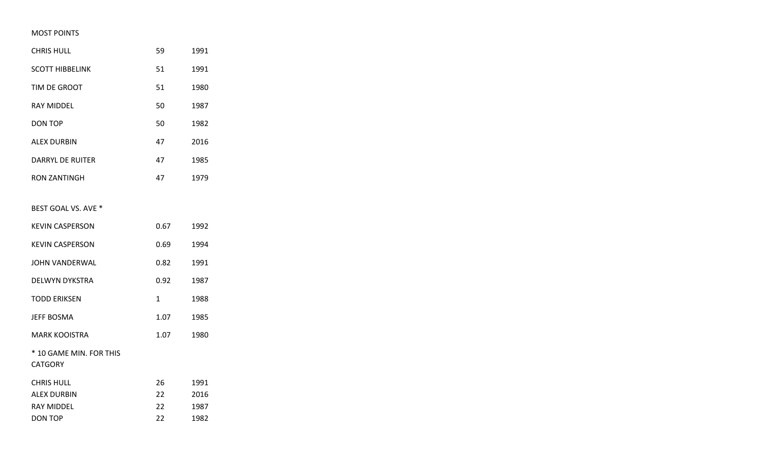MOST POINTS

| | | |
|---|---|---|
| CHRIS HULL | 59 | 1991 |
| SCOTT HIBBELINK | 51 | 1991 |
| TIM DE GROOT | 51 | 1980 |
| RAY MIDDEL | 50 | 1987 |
| DON TOP | 50 | 1982 |
| ALEX DURBIN | 47 | 2016 |
| DARRYL DE RUITER | 47 | 1985 |
| RON ZANTINGH | 47 | 1979 |

BEST GOAL VS. AVE *

| | | |
|---|---|---|
| KEVIN CASPERSON | 0.67 | 1992 |
| KEVIN CASPERSON | 0.69 | 1994 |
| JOHN VANDERWAL | 0.82 | 1991 |
| DELWYN DYKSTRA | 0.92 | 1987 |
| TODD ERIKSEN | 1 | 1988 |
| JEFF BOSMA | 1.07 | 1985 |
| MARK KOOISTRA | 1.07 | 1980 |

* 10 GAME MIN. FOR THIS CATGORY

| | | |
|---|---|---|
| CHRIS HULL | 26 | 1991 |
| ALEX DURBIN | 22 | 2016 |
| RAY MIDDEL | 22 | 1987 |
| DON TOP | 22 | 1982 |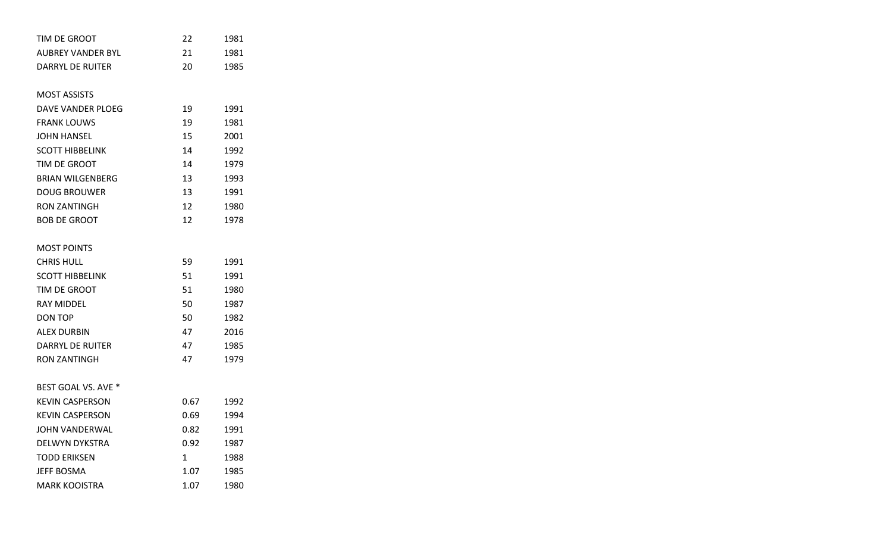| | | |
|---|---|---|
| TIM DE GROOT | 22 | 1981 |
| AUBREY VANDER BYL | 21 | 1981 |
| DARRYL DE RUITER | 20 | 1985 |

MOST ASSISTS

| | | |
|---|---|---|
| DAVE VANDER PLOEG | 19 | 1991 |
| FRANK LOUWS | 19 | 1981 |
| JOHN HANSEL | 15 | 2001 |
| SCOTT HIBBELINK | 14 | 1992 |
| TIM DE GROOT | 14 | 1979 |
| BRIAN WILGENBERG | 13 | 1993 |
| DOUG BROUWER | 13 | 1991 |
| RON ZANTINGH | 12 | 1980 |
| BOB DE GROOT | 12 | 1978 |

MOST POINTS

| | | |
|---|---|---|
| CHRIS HULL | 59 | 1991 |
| SCOTT HIBBELINK | 51 | 1991 |
| TIM DE GROOT | 51 | 1980 |
| RAY MIDDEL | 50 | 1987 |
| DON TOP | 50 | 1982 |
| ALEX DURBIN | 47 | 2016 |
| DARRYL DE RUITER | 47 | 1985 |
| RON ZANTINGH | 47 | 1979 |

BEST GOAL VS. AVE *

| | | |
|---|---|---|
| KEVIN CASPERSON | 0.67 | 1992 |
| KEVIN CASPERSON | 0.69 | 1994 |
| JOHN VANDERWAL | 0.82 | 1991 |
| DELWYN DYKSTRA | 0.92 | 1987 |
| TODD ERIKSEN | 1 | 1988 |
| JEFF BOSMA | 1.07 | 1985 |
| MARK KOOISTRA | 1.07 | 1980 |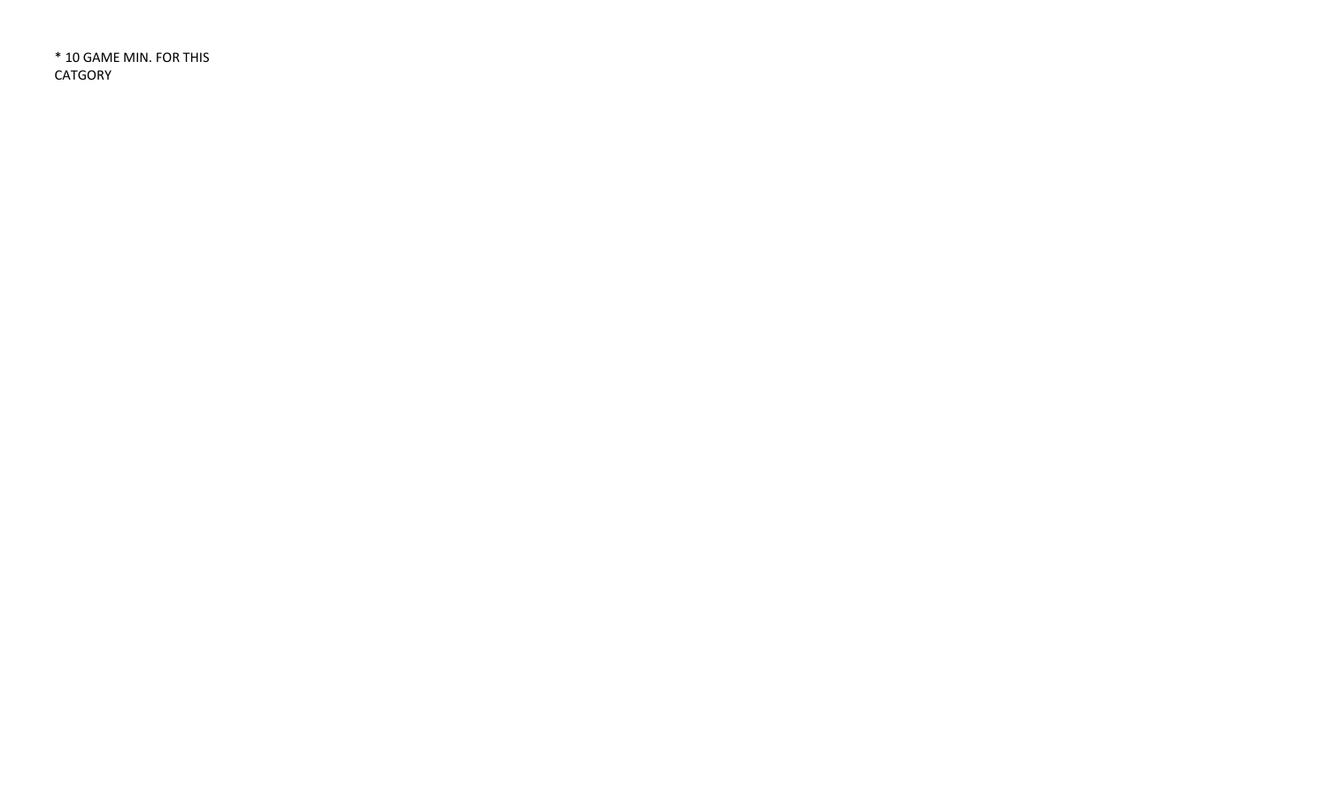* 10 GAME MIN. FOR THIS CATGORY